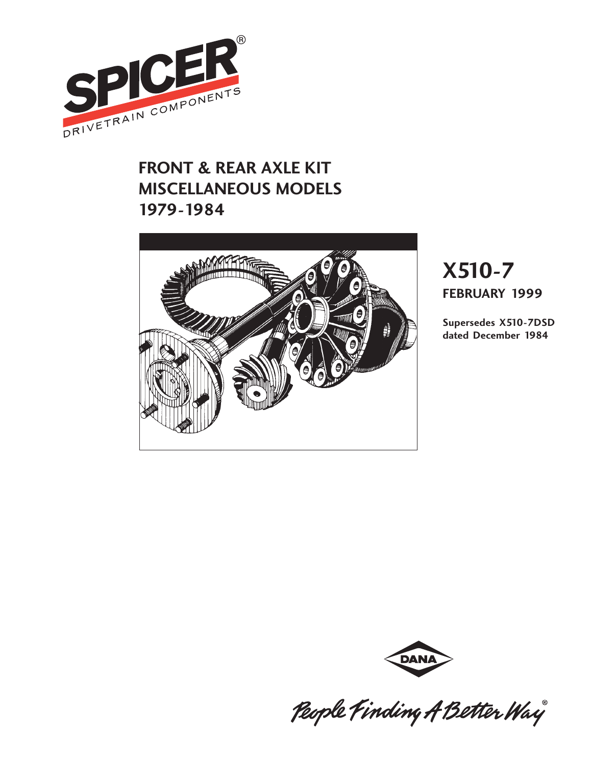SPICER®

DRIVETRAIN COMPONENTS

# FRONT & REAR AXLE KIT MISCELLANEOUS MODELS 1979-1984

## X510-7

**FEBRUARY 1999**

**Supersedes X510-7DSD dated December 1984**

DANA

*People Finding A Better Way®*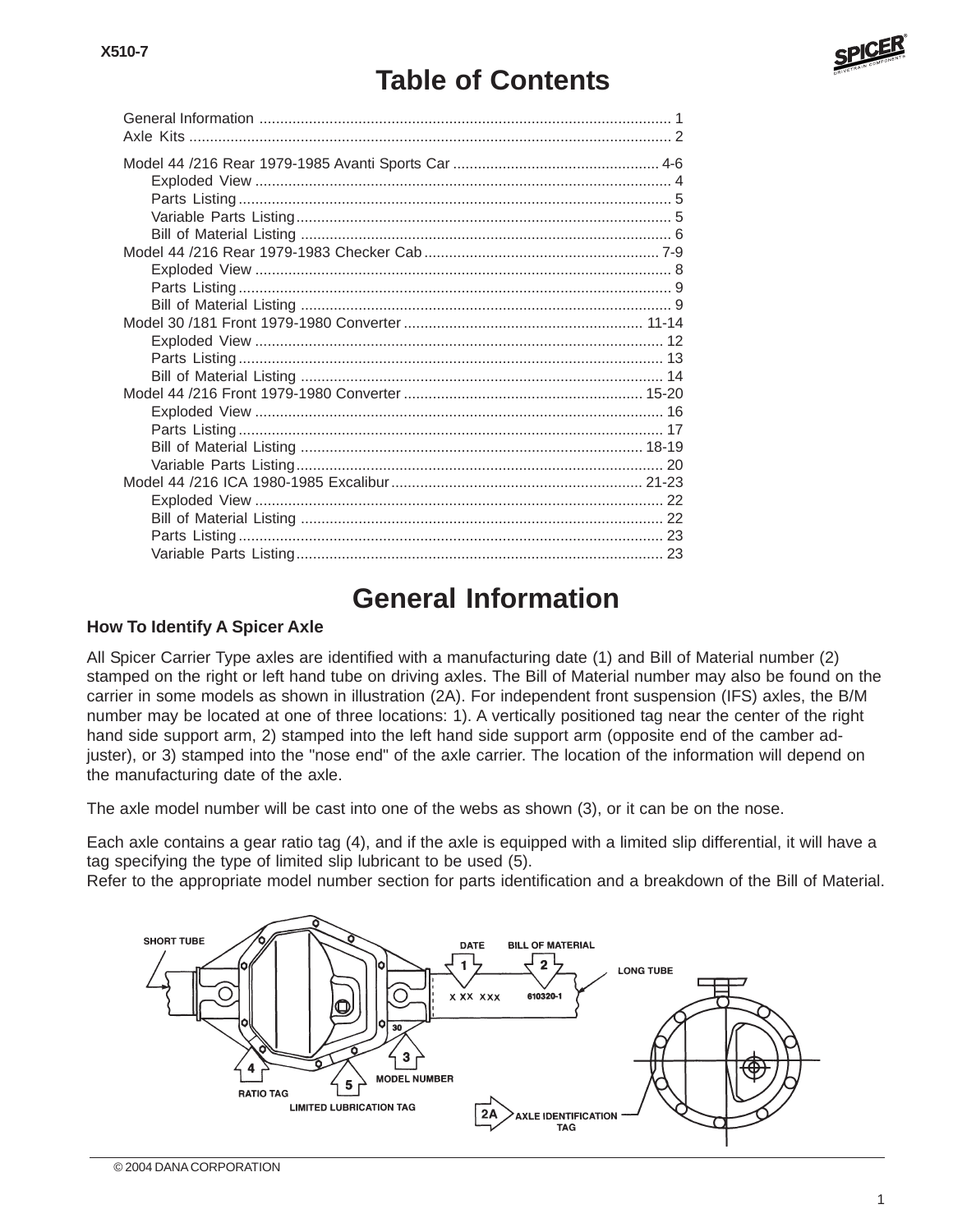# Table of Contents

General Information ........................................................................ 1
Axle Kits ........................................................................................ 2

Model 44 /216 Rear 1979-1985 Avanti Sports Car ............................ 4-6
- Exploded View ........................................................................ 4
- Parts Listing ............................................................................ 5
- Variable Parts Listing ............................................................... 5
- Bill of Material Listing .............................................................. 6

Model 44 /216 Rear 1979-1983 Checker Cab ................................... 7-9
- Exploded View ........................................................................ 8
- Parts Listing ............................................................................ 9
- Bill of Material Listing .............................................................. 9

Model 30 /181 Front 1979-1980 Converter ..................................... 11-14
- Exploded View ........................................................................ 12
- Parts Listing ............................................................................ 13
- Bill of Material Listing .............................................................. 14

Model 44 /216 Front 1979-1980 Converter ..................................... 15-20
- Exploded View ........................................................................ 16
- Parts Listing ............................................................................ 17
- Bill of Material Listing ........................................................... 18-19
- Variable Parts Listing ............................................................... 20

Model 44 /216 ICA 1980-1985 Excalibur ......................................... 21-23
- Exploded View ........................................................................ 22
- Bill of Material Listing .............................................................. 22
- Parts Listing ............................................................................ 23
- Variable Parts Listing ............................................................... 23

# General Information

### How To Identify A Spicer Axle

All Spicer Carrier Type axles are identified with a manufacturing date (1) and Bill of Material number (2) stamped on the right or left hand tube on driving axles. The Bill of Material number may also be found on the carrier in some models as shown in illustration (2A). For independent front suspension (IFS) axles, the B/M number may be located at one of three locations: 1). A vertically positioned tag near the center of the right hand side support arm, 2) stamped into the left hand side support arm (opposite end of the camber adjuster), or 3) stamped into the "nose end" of the axle carrier. The location of the information will depend on the manufacturing date of the axle.

The axle model number will be cast into one of the webs as shown (3), or it can be on the nose.

Each axle contains a gear ratio tag (4), and if the axle is equipped with a limited slip differential, it will have a tag specifying the type of limited slip lubricant to be used (5).
Refer to the appropriate model number section for parts identification and a breakdown of the Bill of Material.

SHORT TUBE — DATE (1) — BILL OF MATERIAL (2) — LONG TUBE — X XX XXX — 610320-1 — 30 — MODEL NUMBER (3) — RATIO TAG (4) — LIMITED LUBRICATION TAG (5) — AXLE IDENTIFICATION TAG (2A)

© 2004 DANA CORPORATION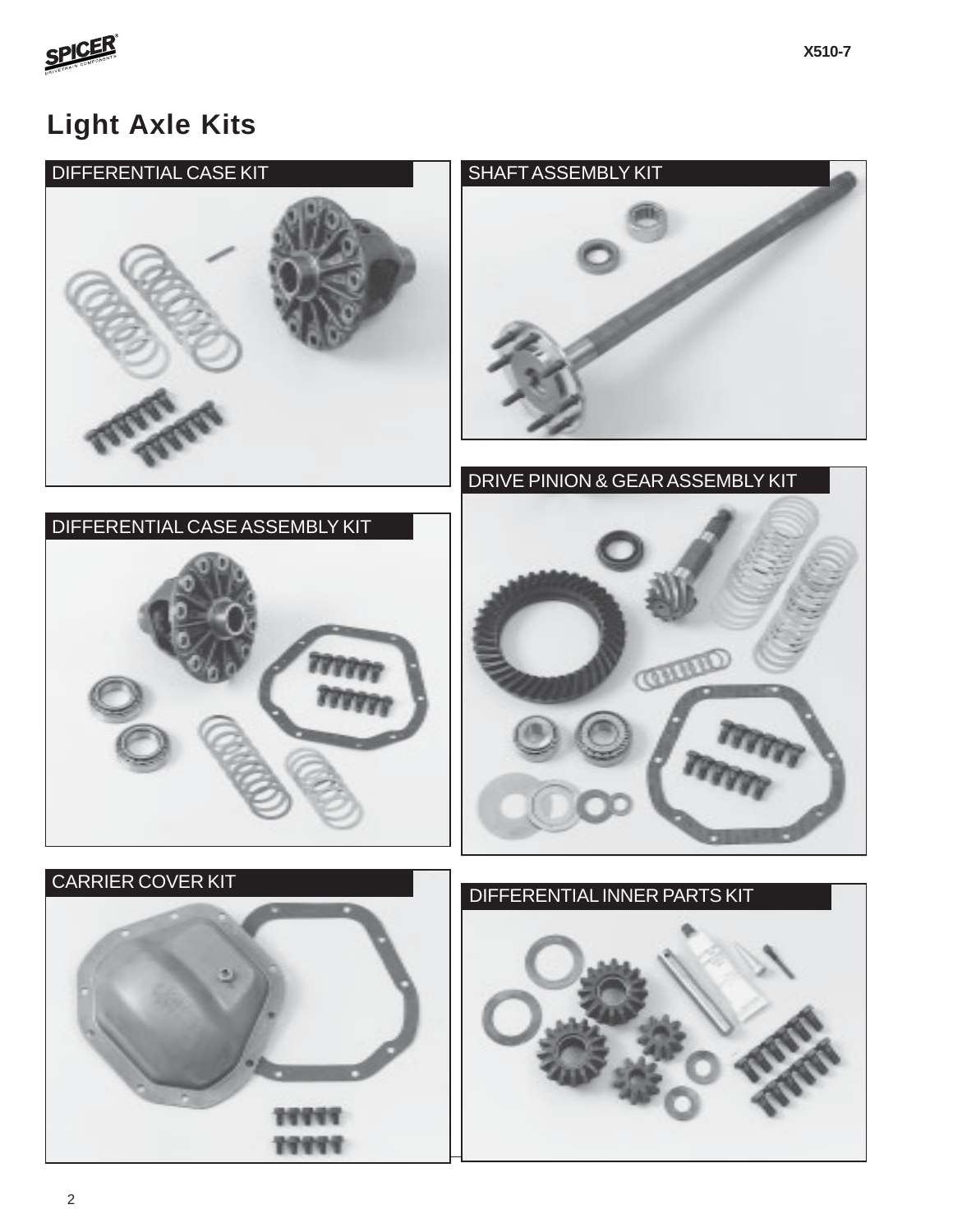# Light Axle Kits

DIFFERENTIAL CASE KIT

SHAFT ASSEMBLY KIT

DRIVE PINION & GEAR ASSEMBLY KIT

DIFFERENTIAL CASE ASSEMBLY KIT

CARRIER COVER KIT

DIFFERENTIAL INNER PARTS KIT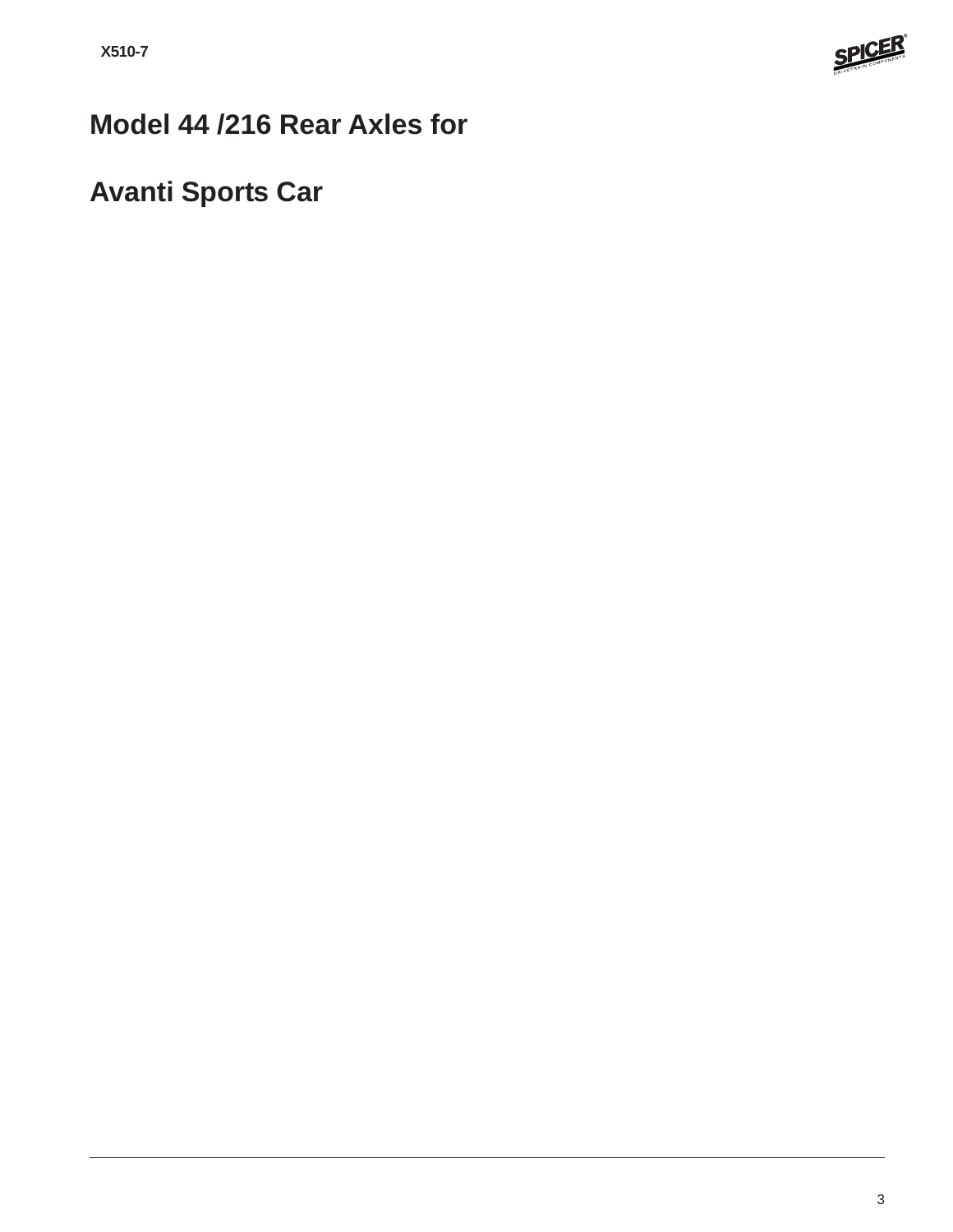# Model 44 /216 Rear Axles for

# Avanti Sports Car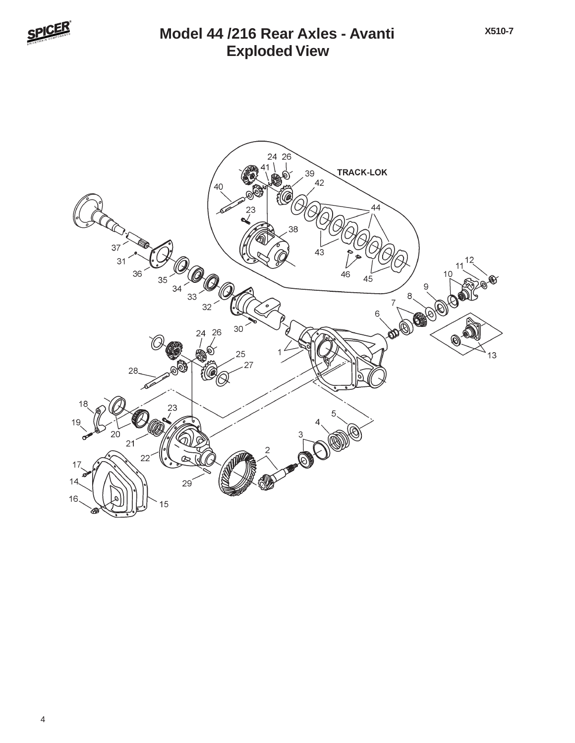# Model 44 /216 Rear Axles - Avanti
## Exploded View

X510-7

TRACK-LOK

24 26 41 39 42 40 44 23 38 43 46 45 37 31 36 35 34 33 32 30 12 11 10 9 8 7 6 13 1 24 26 25 27 28 18 23 19 20 21 22 5 4 3 2 17 14 16 15 29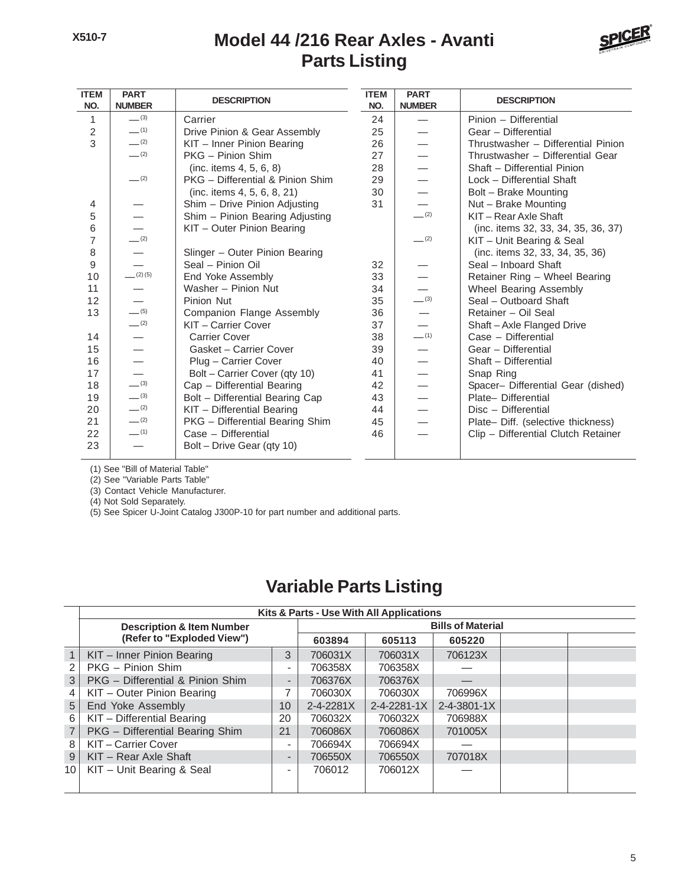X510-7

# Model 44 /216 Rear Axles - Avanti
## Parts Listing

| ITEM NO. | PART NUMBER | DESCRIPTION |
|---|---|---|
| 1 | — (3) | Carrier |
| 2 | — (1) | Drive Pinion & Gear Assembly |
| 3 | — (2) | KIT – Inner Pinion Bearing |
| | — (2) | PKG – Pinion Shim (inc. items 4, 5, 6, 8) |
| | — (2) | PKG – Differential & Pinion Shim (inc. items 4, 5, 6, 8, 21) |
| 4 | — | Shim – Drive Pinion Adjusting |
| 5 | — | Shim – Pinion Bearing Adjusting |
| 6 | — | KIT – Outer Pinion Bearing |
| 7 | — (2) | |
| 8 | — | Slinger – Outer Pinion Bearing |
| 9 | — | Seal – Pinion Oil |
| 10 | — (2) (5) | End Yoke Assembly |
| 11 | — | Washer – Pinion Nut |
| 12 | — | Pinion Nut |
| 13 | — (5) | Companion Flange Assembly |
| | — (2) | KIT – Carrier Cover |
| 14 | — | Carrier Cover |
| 15 | — | Gasket – Carrier Cover |
| 16 | — | Plug – Carrier Cover |
| 17 | — | Bolt – Carrier Cover (qty 10) |
| 18 | — (3) | Cap – Differential Bearing |
| 19 | — (3) | Bolt – Differential Bearing Cap |
| 20 | — (2) | KIT – Differential Bearing |
| 21 | — (2) | PKG – Differential Bearing Shim |
| 22 | — (1) | Case – Differential |
| 23 | — | Bolt – Drive Gear (qty 10) |
| 24 | — | Pinion – Differential |
| 25 | — | Gear – Differential |
| 26 | — | Thrustwasher – Differential Pinion |
| 27 | — | Thrustwasher – Differential Gear |
| 28 | — | Shaft – Differential Pinion |
| 29 | — | Lock – Differential Shaft |
| 30 | — | Bolt – Brake Mounting |
| 31 | — | Nut – Brake Mounting |
| | — (2) | KIT – Rear Axle Shaft (inc. items 32, 33, 34, 35, 36, 37) |
| | — (2) | KIT – Unit Bearing & Seal (inc. items 32, 33, 34, 35, 36) |
| 32 | — | Seal – Inboard Shaft |
| 33 | — | Retainer Ring – Wheel Bearing |
| 34 | — | Wheel Bearing Assembly |
| 35 | — (3) | Seal – Outboard Shaft |
| 36 | — | Retainer – Oil Seal |
| 37 | — | Shaft – Axle Flanged Drive |
| 38 | — (1) | Case – Differential |
| 39 | — | Gear – Differential |
| 40 | — | Shaft – Differential |
| 41 | — | Snap Ring |
| 42 | — | Spacer– Differential Gear (dished) |
| 43 | — | Plate– Differential |
| 44 | — | Disc – Differential |
| 45 | — | Plate– Diff. (selective thickness) |
| 46 | — | Clip – Differential Clutch Retainer |

(1) See "Bill of Material Table"
(2) See "Variable Parts Table"
(3) Contact Vehicle Manufacturer.
(4) Not Sold Separately.
(5) See Spicer U-Joint Catalog J300P-10 for part number and additional parts.

## Variable Parts Listing

| | Kits & Parts - Use With All Applications | | | | | | |
|---|---|---|---|---|---|---|---|
| | Description & Item Number (Refer to "Exploded View") | | Bills of Material | | | | |
| | | | 603894 | 605113 | 605220 | | |
| 1 | KIT – Inner Pinion Bearing | 3 | 706031X | 706031X | 706123X | | |
| 2 | PKG – Pinion Shim | - | 706358X | 706358X | — | | |
| 3 | PKG – Differential & Pinion Shim | - | 706376X | 706376X | — | | |
| 4 | KIT – Outer Pinion Bearing | 7 | 706030X | 706030X | 706996X | | |
| 5 | End Yoke Assembly | 10 | 2-4-2281X | 2-4-2281-1X | 2-4-3801-1X | | |
| 6 | KIT – Differential Bearing | 20 | 706032X | 706032X | 706988X | | |
| 7 | PKG – Differential Bearing Shim | 21 | 706086X | 706086X | 701005X | | |
| 8 | KIT – Carrier Cover | - | 706694X | 706694X | — | | |
| 9 | KIT – Rear Axle Shaft | - | 706550X | 706550X | 707018X | | |
| 10 | KIT – Unit Bearing & Seal | - | 706012 | 706012X | — | | |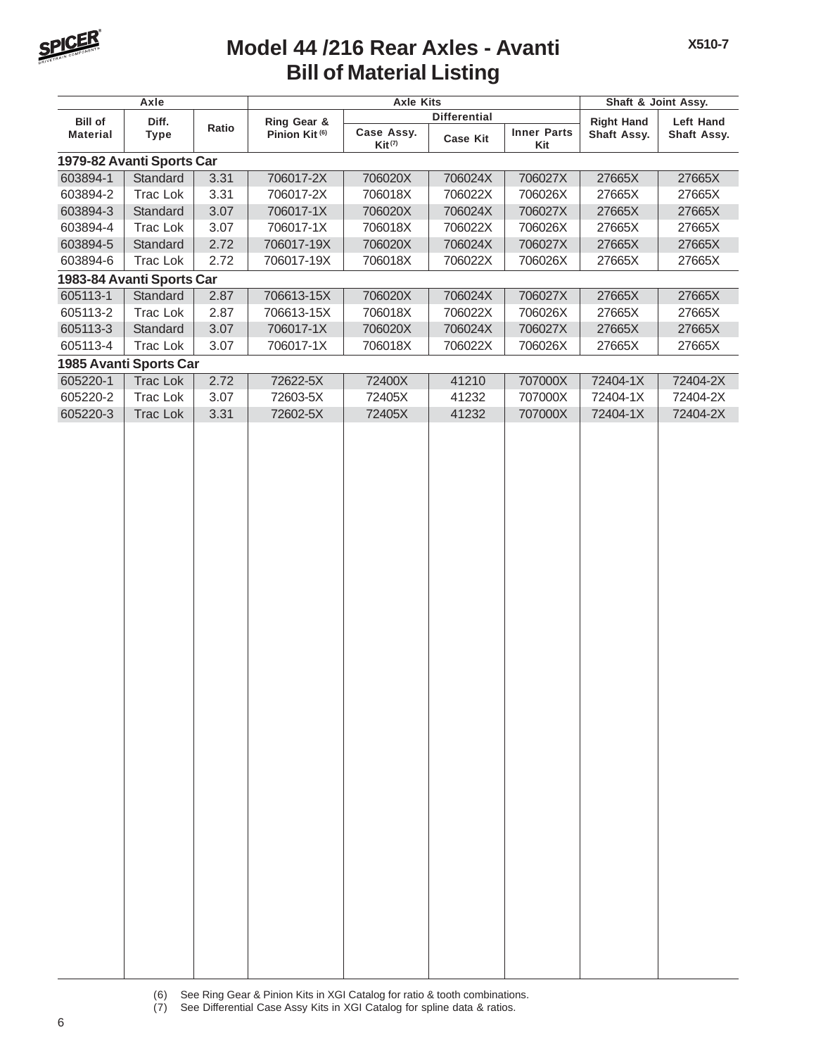# Model 44 /216 Rear Axles - Avanti
## Bill of Material Listing

| Axle | | | Axle Kits | | | | Shaft & Joint Assy. | |
|---|---|---|---|---|---|---|---|---|
| | | | | Differential | | | | |
| Bill of Material | Diff. Type | Ratio | Ring Gear & Pinion Kit (6) | Case Assy. Kit (7) | Case Kit | Inner Parts Kit | Right Hand Shaft Assy. | Left Hand Shaft Assy. |
| **1979-82 Avanti Sports Car** | | | | | | | | |
| 603894-1 | Standard | 3.31 | 706017-2X | 706020X | 706024X | 706027X | 27665X | 27665X |
| 603894-2 | Trac Lok | 3.31 | 706017-2X | 706018X | 706022X | 706026X | 27665X | 27665X |
| 603894-3 | Standard | 3.07 | 706017-1X | 706020X | 706024X | 706027X | 27665X | 27665X |
| 603894-4 | Trac Lok | 3.07 | 706017-1X | 706018X | 706022X | 706026X | 27665X | 27665X |
| 603894-5 | Standard | 2.72 | 706017-19X | 706020X | 706024X | 706027X | 27665X | 27665X |
| 603894-6 | Trac Lok | 2.72 | 706017-19X | 706018X | 706022X | 706026X | 27665X | 27665X |
| **1983-84 Avanti Sports Car** | | | | | | | | |
| 605113-1 | Standard | 2.87 | 706613-15X | 706020X | 706024X | 706027X | 27665X | 27665X |
| 605113-2 | Trac Lok | 2.87 | 706613-15X | 706018X | 706022X | 706026X | 27665X | 27665X |
| 605113-3 | Standard | 3.07 | 706017-1X | 706020X | 706024X | 706027X | 27665X | 27665X |
| 605113-4 | Trac Lok | 3.07 | 706017-1X | 706018X | 706022X | 706026X | 27665X | 27665X |
| **1985 Avanti Sports Car** | | | | | | | | |
| 605220-1 | Trac Lok | 2.72 | 72622-5X | 72400X | 41210 | 707000X | 72404-1X | 72404-2X |
| 605220-2 | Trac Lok | 3.07 | 72603-5X | 72405X | 41232 | 707000X | 72404-1X | 72404-2X |
| 605220-3 | Trac Lok | 3.31 | 72602-5X | 72405X | 41232 | 707000X | 72404-1X | 72404-2X |

(6) See Ring Gear & Pinion Kits in XGI Catalog for ratio & tooth combinations.
(7) See Differential Case Assy Kits in XGI Catalog for spline data & ratios.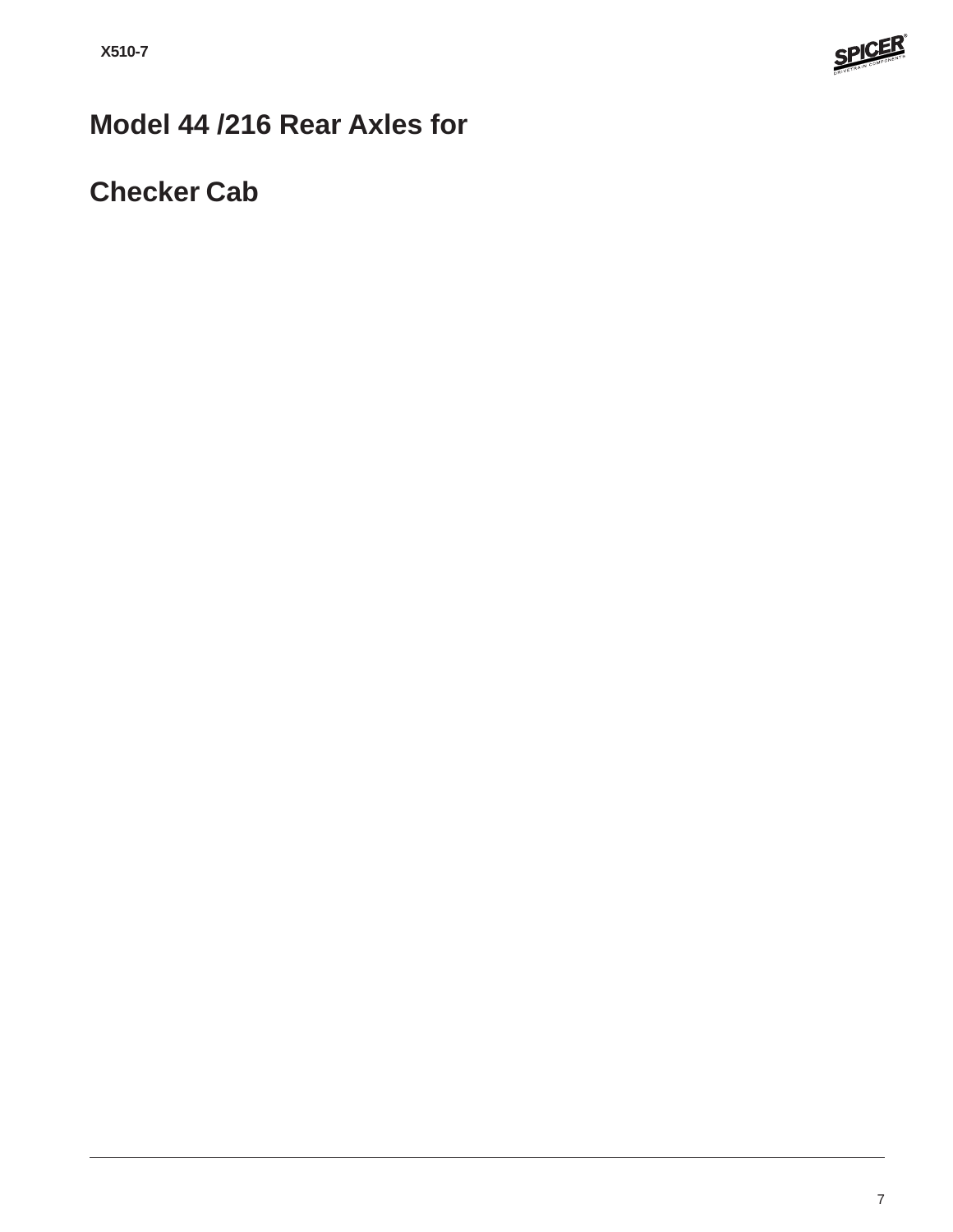# Model 44 /216 Rear Axles for

# Checker Cab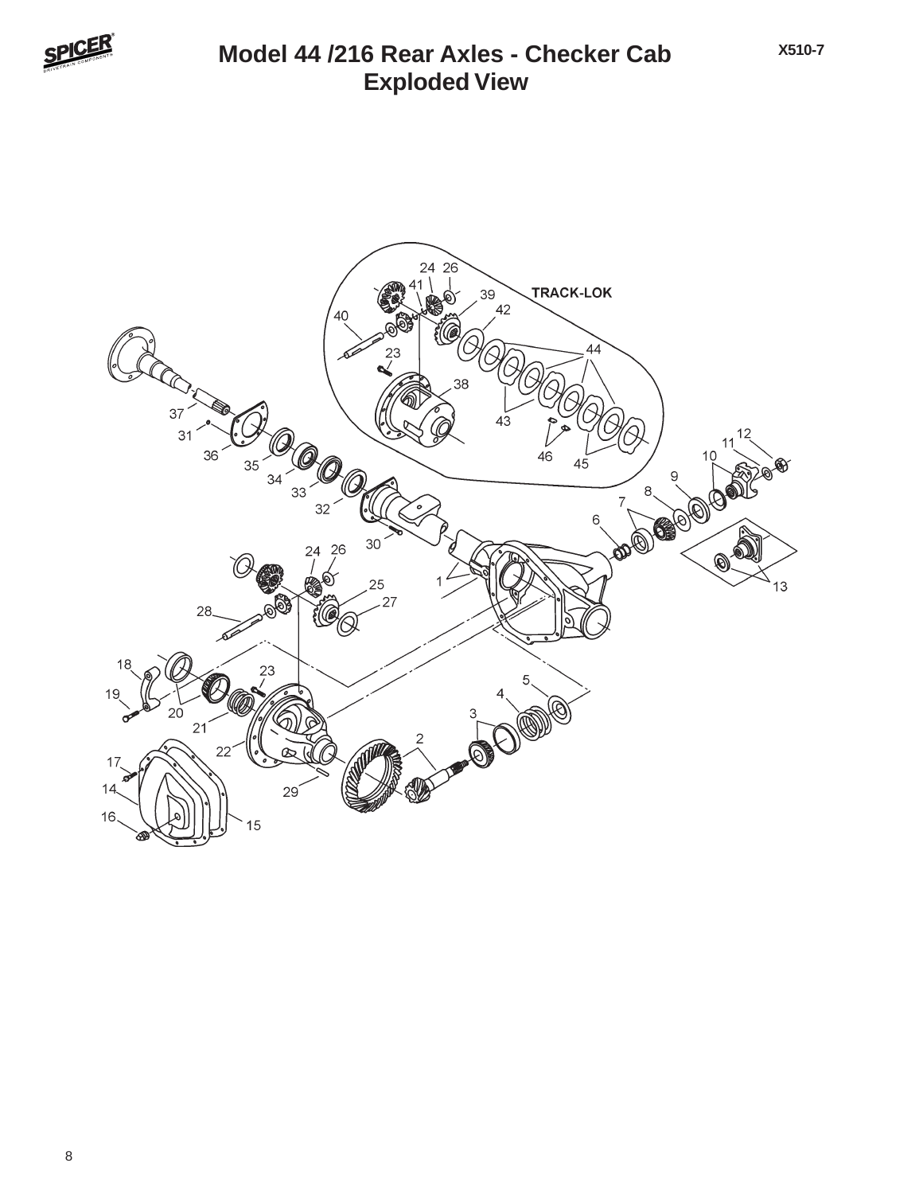# Model 44 /216 Rear Axles - Checker Cab
## Exploded View

X510-7

TRACK-LOK

24 26 41 39 42 40 44 23 38 43 46 45 12 11 10 9 8 7 6 37 31 36 35 34 33 32 30 1 13 24 26 25 27 28 18 23 5 4 19 20 3 21 22 2 17 14 29 16 15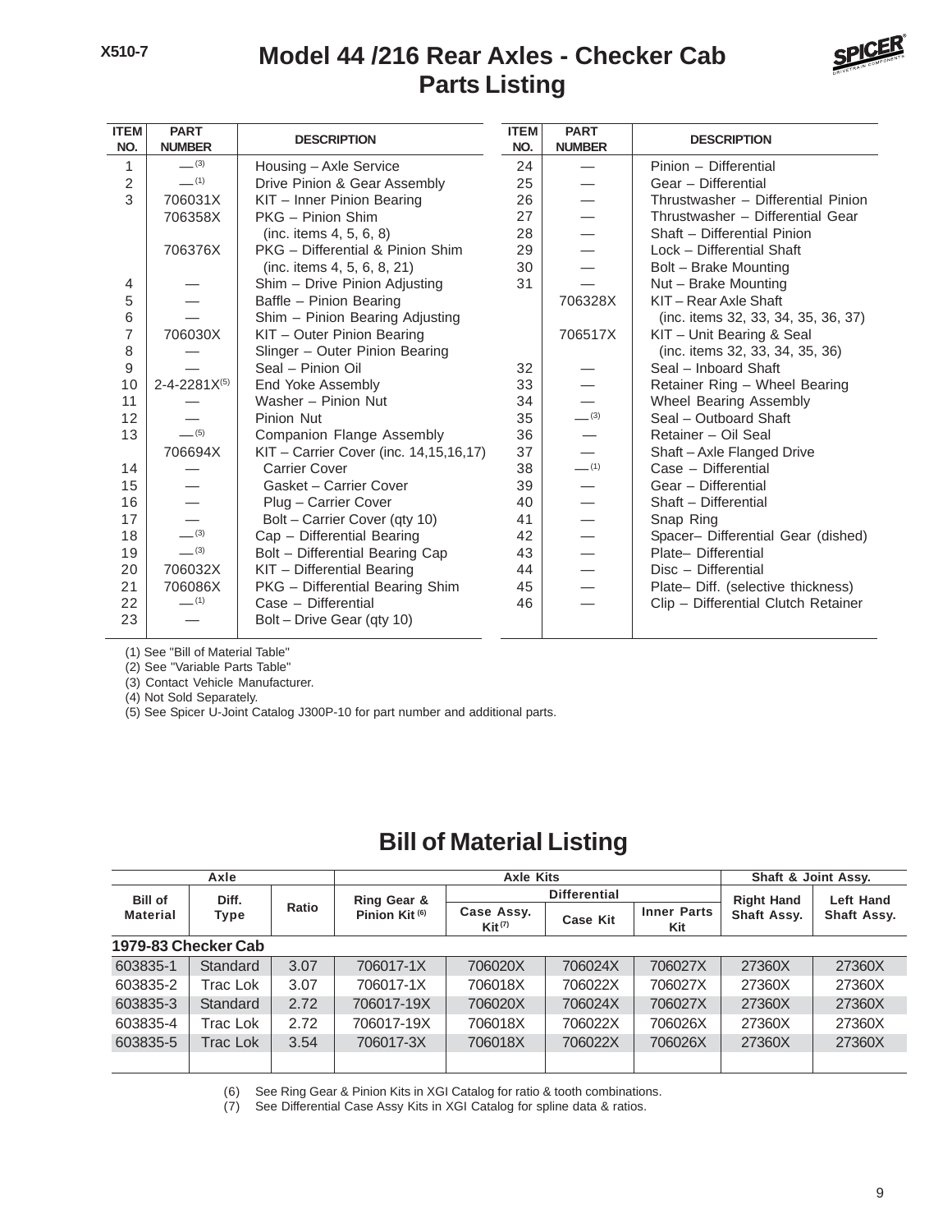X510-7

# Model 44 /216 Rear Axles - Checker Cab
## Parts Listing

| ITEM NO. | PART NUMBER | DESCRIPTION |
|---|---|---|
| 1 | —(3) | Housing – Axle Service |
| 2 | —(1) | Drive Pinion & Gear Assembly |
| 3 | 706031X | KIT – Inner Pinion Bearing |
| | 706358X | PKG – Pinion Shim (inc. items 4, 5, 6, 8) |
| | 706376X | PKG – Differential & Pinion Shim (inc. items 4, 5, 6, 8, 21) |
| 4 | — | Shim – Drive Pinion Adjusting |
| 5 | — | Baffle – Pinion Bearing |
| 6 | — | Shim – Pinion Bearing Adjusting |
| 7 | 706030X | KIT – Outer Pinion Bearing |
| 8 | — | Slinger – Outer Pinion Bearing |
| 9 | — | Seal – Pinion Oil |
| 10 | 2-4-2281X(5) | End Yoke Assembly |
| 11 | — | Washer – Pinion Nut |
| 12 | — | Pinion Nut |
| 13 | —(5) | Companion Flange Assembly |
| | 706694X | KIT – Carrier Cover (inc. 14,15,16,17) |
| 14 | — | Carrier Cover |
| 15 | — | Gasket – Carrier Cover |
| 16 | — | Plug – Carrier Cover |
| 17 | — | Bolt – Carrier Cover (qty 10) |
| 18 | —(3) | Cap – Differential Bearing |
| 19 | —(3) | Bolt – Differential Bearing Cap |
| 20 | 706032X | KIT – Differential Bearing |
| 21 | 706086X | PKG – Differential Bearing Shim |
| 22 | —(1) | Case – Differential |
| 23 | — | Bolt – Drive Gear (qty 10) |
| 24 | — | Pinion – Differential |
| 25 | — | Gear – Differential |
| 26 | — | Thrustwasher – Differential Pinion |
| 27 | — | Thrustwasher – Differential Gear |
| 28 | — | Shaft – Differential Pinion |
| 29 | — | Lock – Differential Shaft |
| 30 | — | Bolt – Brake Mounting |
| 31 | — | Nut – Brake Mounting |
| | 706328X | KIT – Rear Axle Shaft (inc. items 32, 33, 34, 35, 36, 37) |
| | 706517X | KIT – Unit Bearing & Seal (inc. items 32, 33, 34, 35, 36) |
| 32 | — | Seal – Inboard Shaft |
| 33 | — | Retainer Ring – Wheel Bearing |
| 34 | — | Wheel Bearing Assembly |
| 35 | —(3) | Seal – Outboard Shaft |
| 36 | — | Retainer – Oil Seal |
| 37 | — | Shaft – Axle Flanged Drive |
| 38 | —(1) | Case – Differential |
| 39 | — | Gear – Differential |
| 40 | — | Shaft – Differential |
| 41 | — | Snap Ring |
| 42 | — | Spacer– Differential Gear (dished) |
| 43 | — | Plate– Differential |
| 44 | — | Disc – Differential |
| 45 | — | Plate– Diff. (selective thickness) |
| 46 | — | Clip – Differential Clutch Retainer |

(1) See "Bill of Material Table"
(2) See "Variable Parts Table"
(3) Contact Vehicle Manufacturer.
(4) Not Sold Separately.
(5) See Spicer U-Joint Catalog J300P-10 for part number and additional parts.

# Bill of Material Listing

| Axle | | | Axle Kits | | | | Shaft & Joint Assy. | |
|---|---|---|---|---|---|---|---|---|
| | | | | Differential | | | | |
| Bill of Material | Diff. Type | Ratio | Ring Gear & Pinion Kit (6) | Case Assy. Kit (7) | Case Kit | Inner Parts Kit | Right Hand Shaft Assy. | Left Hand Shaft Assy. |
| **1979-83 Checker Cab** | | | | | | | | |
| 603835-1 | Standard | 3.07 | 706017-1X | 706020X | 706024X | 706027X | 27360X | 27360X |
| 603835-2 | Trac Lok | 3.07 | 706017-1X | 706018X | 706022X | 706027X | 27360X | 27360X |
| 603835-3 | Standard | 2.72 | 706017-19X | 706020X | 706024X | 706027X | 27360X | 27360X |
| 603835-4 | Trac Lok | 2.72 | 706017-19X | 706018X | 706022X | 706026X | 27360X | 27360X |
| 603835-5 | Trac Lok | 3.54 | 706017-3X | 706018X | 706022X | 706026X | 27360X | 27360X |

(6) See Ring Gear & Pinion Kits in XGI Catalog for ratio & tooth combinations.
(7) See Differential Case Assy Kits in XGI Catalog for spline data & ratios.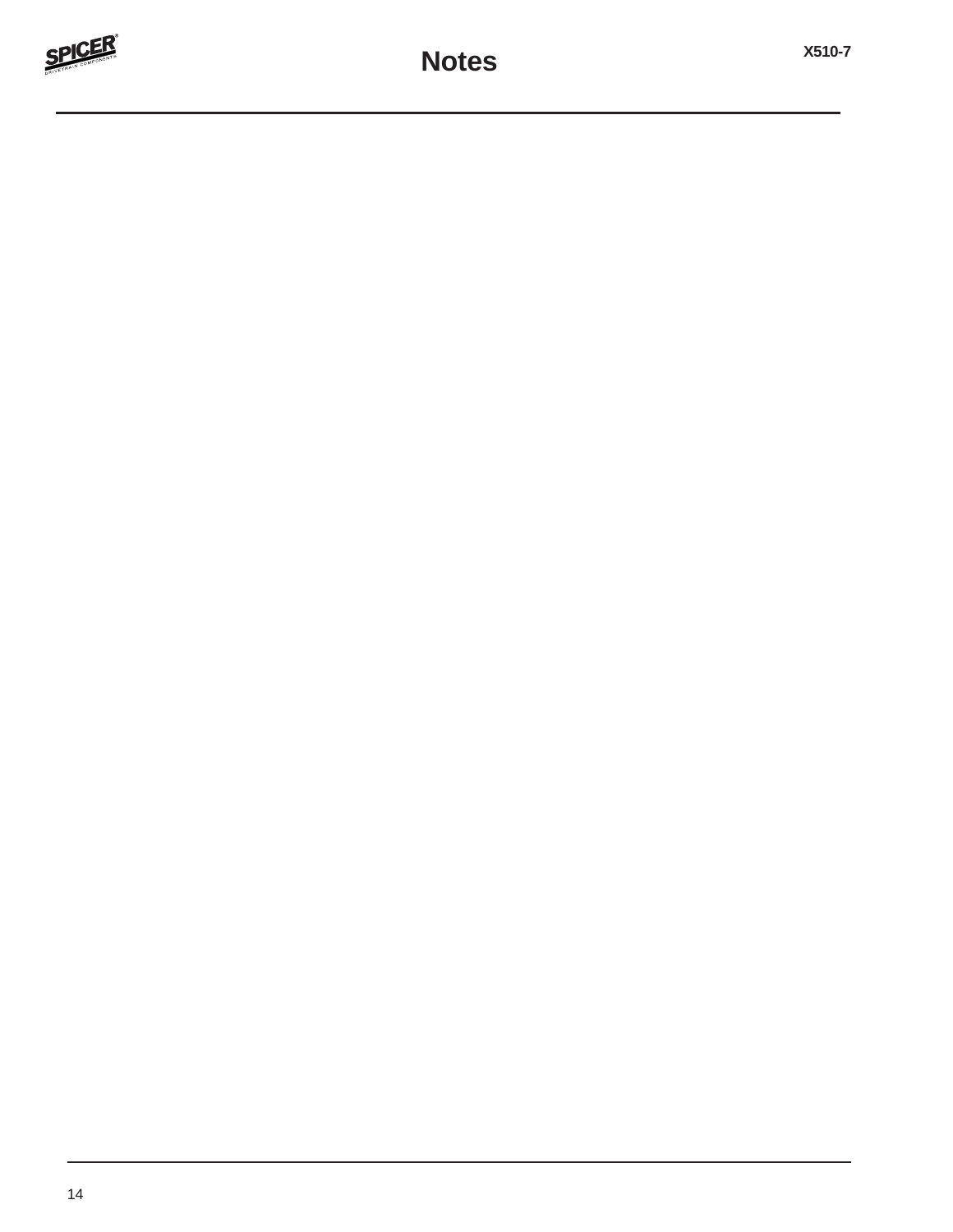# Notes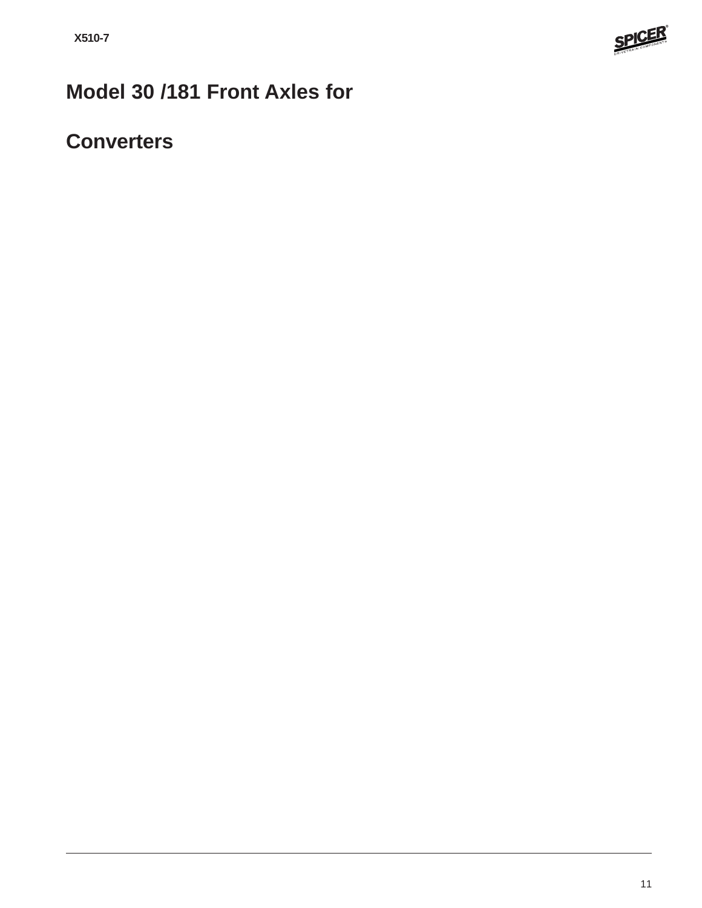# Model 30 /181 Front Axles for

# Converters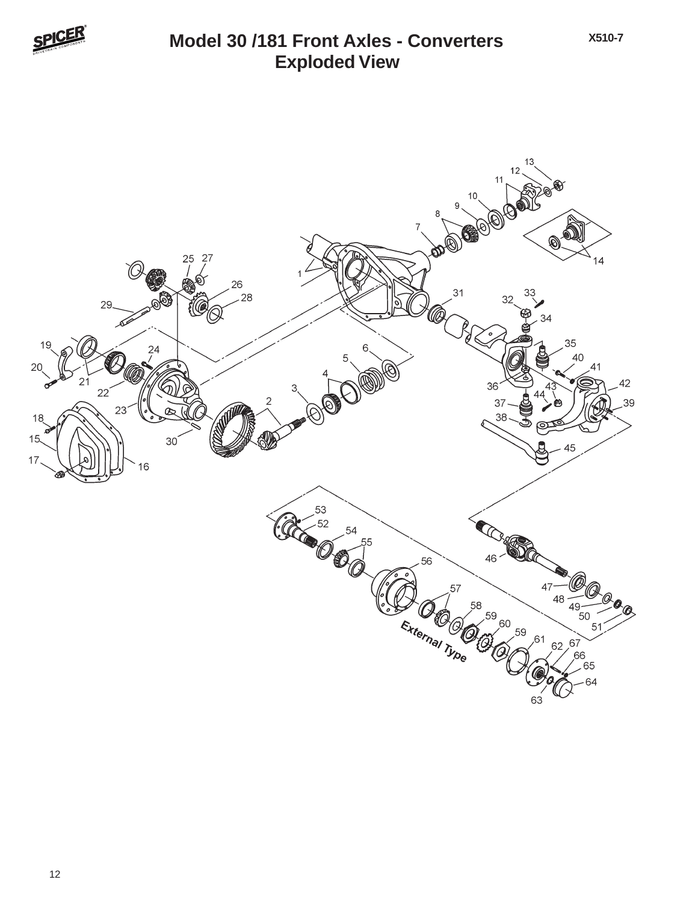# Model 30 /181 Front Axles - Converters
## Exploded View

X510-7

External Type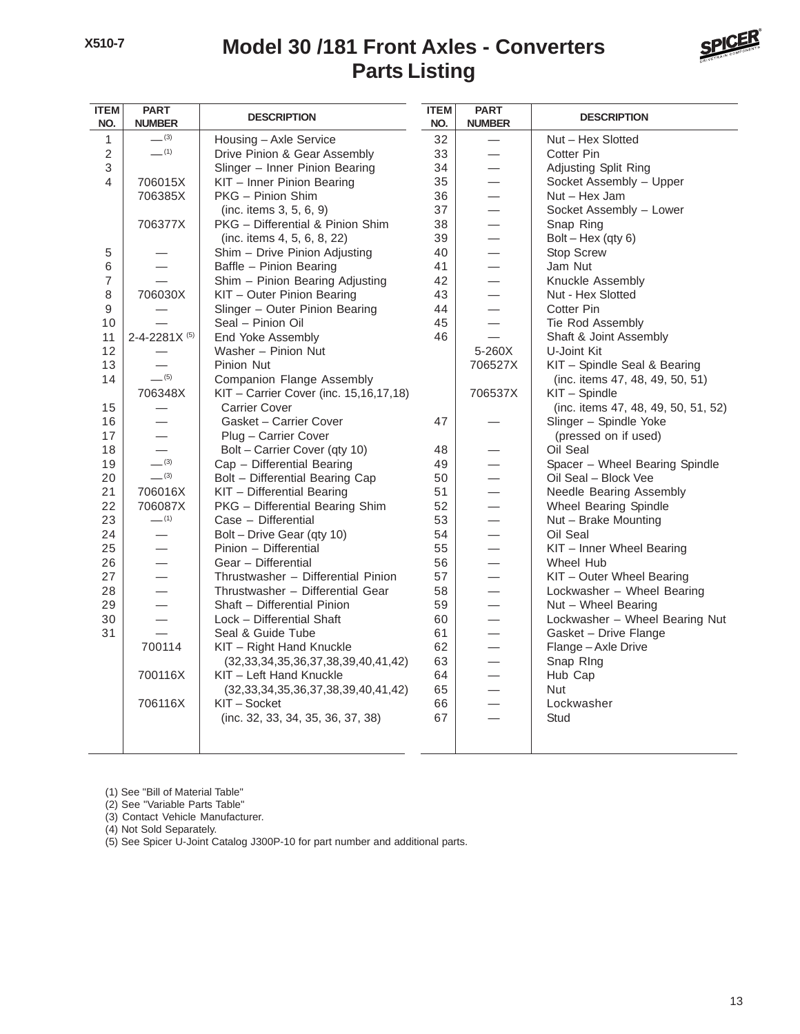# Model 30 /181 Front Axles - Converters
## Parts Listing

X510-7

| ITEM NO. | PART NUMBER | DESCRIPTION |
|---|---|---|
| 1 | — (3) | Housing – Axle Service |
| 2 | — (1) | Drive Pinion & Gear Assembly |
| 3 | | Slinger – Inner Pinion Bearing |
| 4 | 706015X | KIT – Inner Pinion Bearing |
| | 706385X | PKG – Pinion Shim (inc. items 3, 5, 6, 9) |
| | 706377X | PKG – Differential & Pinion Shim (inc. items 4, 5, 6, 8, 22) |
| 5 | — | Shim – Drive Pinion Adjusting |
| 6 | — | Baffle – Pinion Bearing |
| 7 | — | Shim – Pinion Bearing Adjusting |
| 8 | 706030X | KIT – Outer Pinion Bearing |
| 9 | — | Slinger – Outer Pinion Bearing |
| 10 | — | Seal – Pinion Oil |
| 11 | 2-4-2281X (5) | End Yoke Assembly |
| 12 | — | Washer – Pinion Nut |
| 13 | — | Pinion Nut |
| 14 | — (5) | Companion Flange Assembly |
| | 706348X | KIT – Carrier Cover (inc. 15,16,17,18) |
| 15 | — | Carrier Cover |
| 16 | — | Gasket – Carrier Cover |
| 17 | — | Plug – Carrier Cover |
| 18 | — | Bolt – Carrier Cover (qty 10) |
| 19 | — (3) | Cap – Differential Bearing |
| 20 | — (3) | Bolt – Differential Bearing Cap |
| 21 | 706016X | KIT – Differential Bearing |
| 22 | 706087X | PKG – Differential Bearing Shim |
| 23 | — (1) | Case – Differential |
| 24 | — | Bolt – Drive Gear (qty 10) |
| 25 | — | Pinion – Differential |
| 26 | — | Gear – Differential |
| 27 | — | Thrustwasher – Differential Pinion |
| 28 | — | Thrustwasher – Differential Gear |
| 29 | — | Shaft – Differential Pinion |
| 30 | — | Lock – Differential Shaft |
| 31 | — | Seal & Guide Tube |
| | 700114 | KIT – Right Hand Knuckle (32,33,34,35,36,37,38,39,40,41,42) |
| | 700116X | KIT – Left Hand Knuckle (32,33,34,35,36,37,38,39,40,41,42) |
| | 706116X | KIT – Socket (inc. 32, 33, 34, 35, 36, 37, 38) |
| 32 | — | Nut – Hex Slotted |
| 33 | — | Cotter Pin |
| 34 | — | Adjusting Split Ring |
| 35 | — | Socket Assembly – Upper |
| 36 | — | Nut – Hex Jam |
| 37 | — | Socket Assembly – Lower |
| 38 | — | Snap Ring |
| 39 | — | Bolt – Hex (qty 6) |
| 40 | — | Stop Screw |
| 41 | — | Jam Nut |
| 42 | — | Knuckle Assembly |
| 43 | — | Nut - Hex Slotted |
| 44 | — | Cotter Pin |
| 45 | — | Tie Rod Assembly |
| 46 | — | Shaft & Joint Assembly |
| | 5-260X | U-Joint Kit |
| | 706527X | KIT – Spindle Seal & Bearing (inc. items 47, 48, 49, 50, 51) |
| | 706537X | KIT – Spindle (inc. items 47, 48, 49, 50, 51, 52) |
| 47 | — | Slinger – Spindle Yoke (pressed on if used) |
| 48 | — | Oil Seal |
| 49 | — | Spacer – Wheel Bearing Spindle |
| 50 | — | Oil Seal – Block Vee |
| 51 | — | Needle Bearing Assembly |
| 52 | — | Wheel Bearing Spindle |
| 53 | — | Nut – Brake Mounting |
| 54 | — | Oil Seal |
| 55 | — | KIT – Inner Wheel Bearing |
| 56 | — | Wheel Hub |
| 57 | — | KIT – Outer Wheel Bearing |
| 58 | — | Lockwasher – Wheel Bearing |
| 59 | — | Nut – Wheel Bearing |
| 60 | — | Lockwasher – Wheel Bearing Nut |
| 61 | — | Gasket – Drive Flange |
| 62 | — | Flange – Axle Drive |
| 63 | — | Snap RIng |
| 64 | — | Hub Cap |
| 65 | — | Nut |
| 66 | — | Lockwasher |
| 67 | — | Stud |

(1) See "Bill of Material Table"
(2) See "Variable Parts Table"
(3) Contact Vehicle Manufacturer.
(4) Not Sold Separately.
(5) See Spicer U-Joint Catalog J300P-10 for part number and additional parts.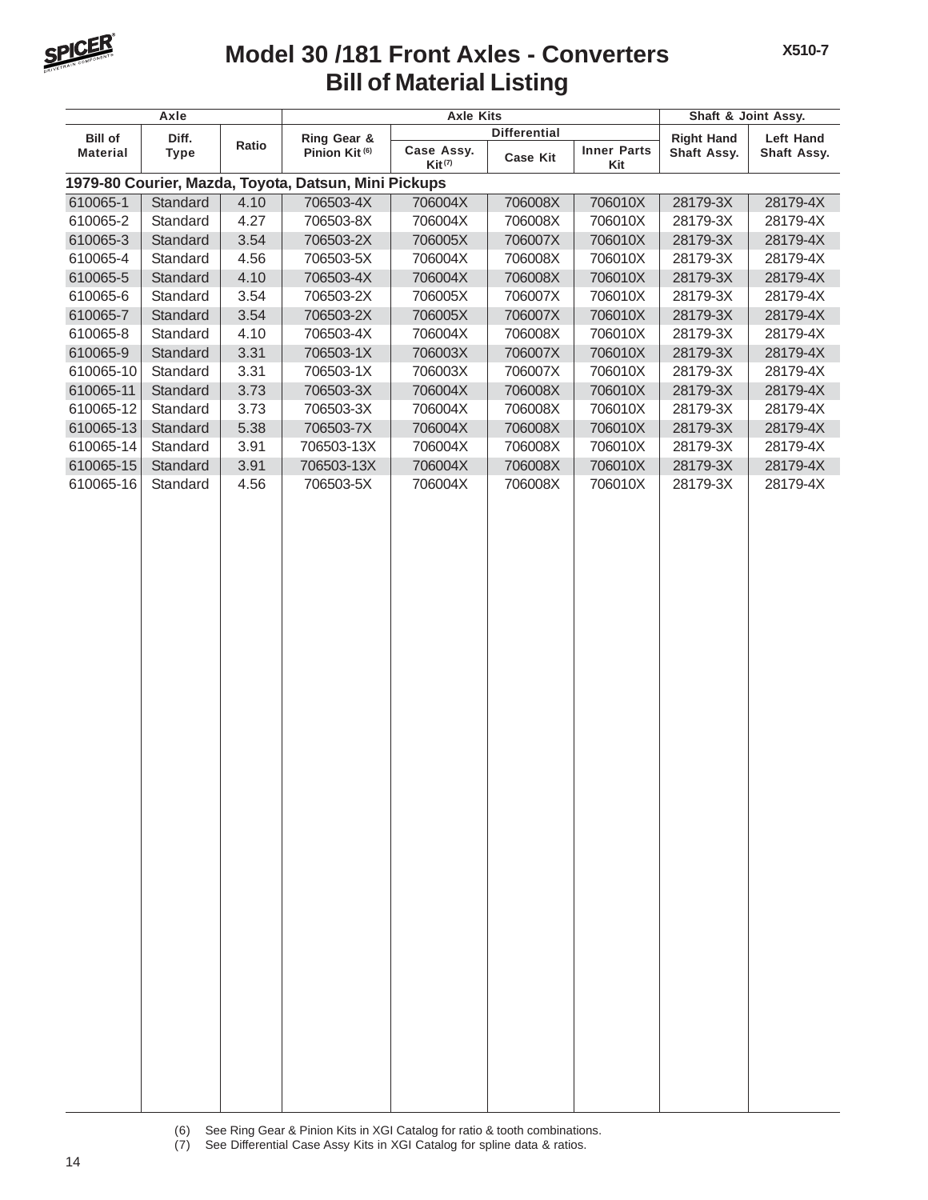# Model 30 /181 Front Axles - Converters
## Bill of Material Listing

| Axle | | | Axle Kits | | | | Shaft & Joint Assy. | |
|---|---|---|---|---|---|---|---|---|
| | | | | Differential | | | | |
| Bill of Material | Diff. Type | Ratio | Ring Gear & Pinion Kit (6) | Case Assy. Kit (7) | Case Kit | Inner Parts Kit | Right Hand Shaft Assy. | Left Hand Shaft Assy. |
| **1979-80 Courier, Mazda, Toyota, Datsun, Mini Pickups** | | | | | | | | |
| 610065-1 | Standard | 4.10 | 706503-4X | 706004X | 706008X | 706010X | 28179-3X | 28179-4X |
| 610065-2 | Standard | 4.27 | 706503-8X | 706004X | 706008X | 706010X | 28179-3X | 28179-4X |
| 610065-3 | Standard | 3.54 | 706503-2X | 706005X | 706007X | 706010X | 28179-3X | 28179-4X |
| 610065-4 | Standard | 4.56 | 706503-5X | 706004X | 706008X | 706010X | 28179-3X | 28179-4X |
| 610065-5 | Standard | 4.10 | 706503-4X | 706004X | 706008X | 706010X | 28179-3X | 28179-4X |
| 610065-6 | Standard | 3.54 | 706503-2X | 706005X | 706007X | 706010X | 28179-3X | 28179-4X |
| 610065-7 | Standard | 3.54 | 706503-2X | 706005X | 706007X | 706010X | 28179-3X | 28179-4X |
| 610065-8 | Standard | 4.10 | 706503-4X | 706004X | 706008X | 706010X | 28179-3X | 28179-4X |
| 610065-9 | Standard | 3.31 | 706503-1X | 706003X | 706007X | 706010X | 28179-3X | 28179-4X |
| 610065-10 | Standard | 3.31 | 706503-1X | 706003X | 706007X | 706010X | 28179-3X | 28179-4X |
| 610065-11 | Standard | 3.73 | 706503-3X | 706004X | 706008X | 706010X | 28179-3X | 28179-4X |
| 610065-12 | Standard | 3.73 | 706503-3X | 706004X | 706008X | 706010X | 28179-3X | 28179-4X |
| 610065-13 | Standard | 5.38 | 706503-7X | 706004X | 706008X | 706010X | 28179-3X | 28179-4X |
| 610065-14 | Standard | 3.91 | 706503-13X | 706004X | 706008X | 706010X | 28179-3X | 28179-4X |
| 610065-15 | Standard | 3.91 | 706503-13X | 706004X | 706008X | 706010X | 28179-3X | 28179-4X |
| 610065-16 | Standard | 4.56 | 706503-5X | 706004X | 706008X | 706010X | 28179-3X | 28179-4X |

(6) See Ring Gear & Pinion Kits in XGI Catalog for ratio & tooth combinations.
(7) See Differential Case Assy Kits in XGI Catalog for spline data & ratios.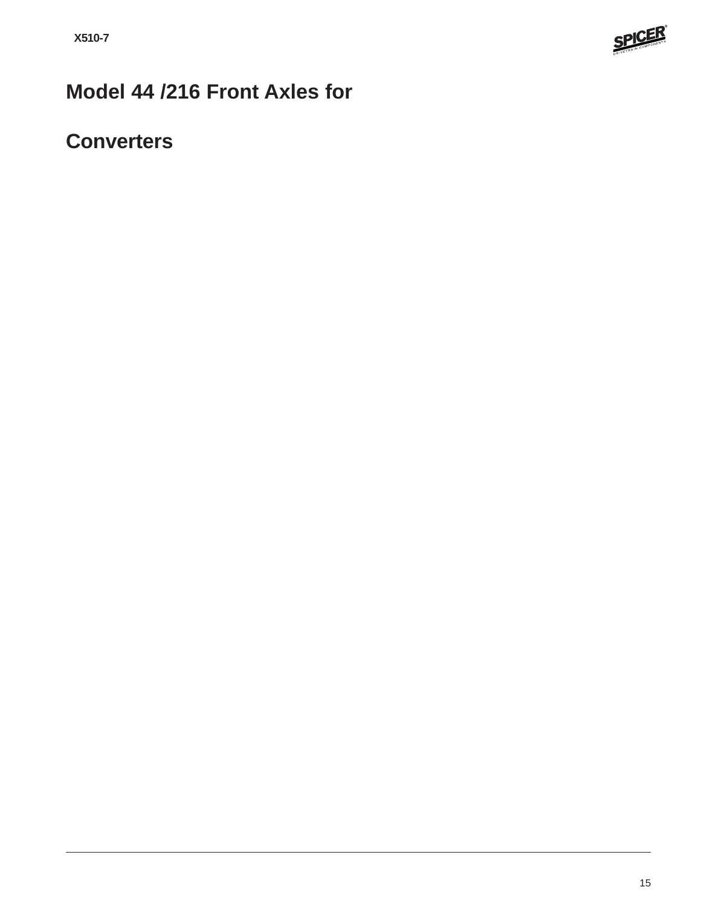# Model 44 /216 Front Axles for

# Converters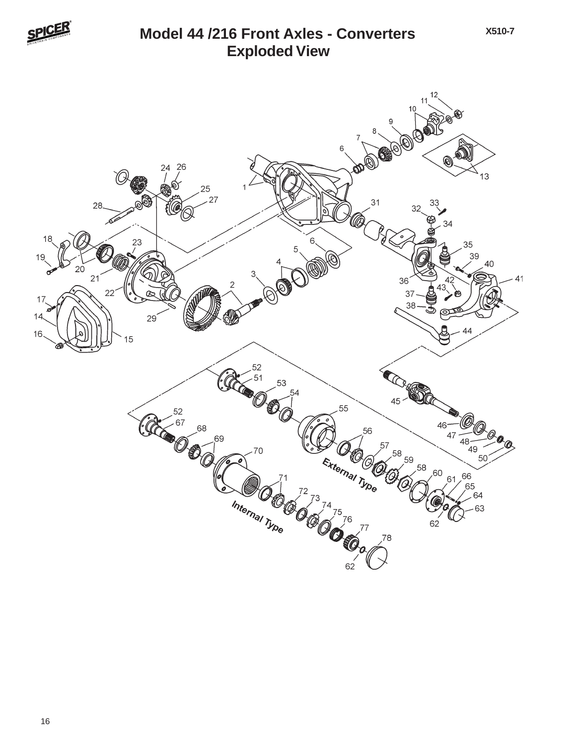# Model 44 /216 Front Axles - Converters
## Exploded View

X510-7

External Type

Internal Type

1 2 3 4 5 6 7 8 9 10 11 12 13 14 15 16 17 18 19 20 21 22 23 24 25 26 27 28 29 31 32 33 34 35 36 37 38 39 40 41 42 43 44 45 46 47 48 49 50 51 52 53 54 55 56 57 58 59 60 61 62 63 64 65 66 67 68 69 70 71 72 73 74 75 76 77 78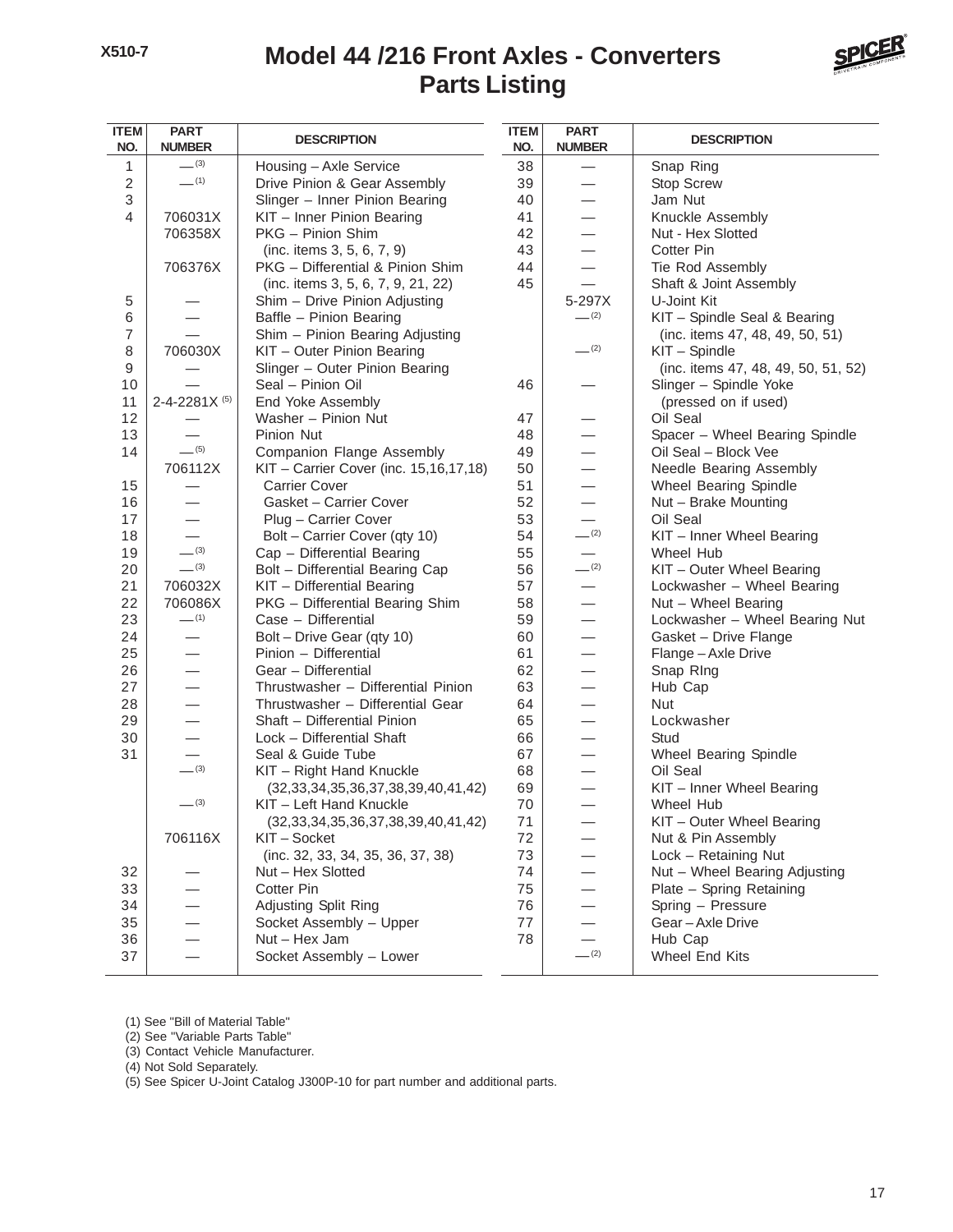# Model 44 /216 Front Axles - Converters
## Parts Listing

| ITEM NO. | PART NUMBER | DESCRIPTION |
|---|---|---|
| 1 | — (3) | Housing – Axle Service |
| 2 | — (1) | Drive Pinion & Gear Assembly |
| 3 | | Slinger – Inner Pinion Bearing |
| 4 | 706031X | KIT – Inner Pinion Bearing |
| | 706358X | PKG – Pinion Shim (inc. items 3, 5, 6, 7, 9) |
| | 706376X | PKG – Differential & Pinion Shim (inc. items 3, 5, 6, 7, 9, 21, 22) |
| 5 | — | Shim – Drive Pinion Adjusting |
| 6 | — | Baffle – Pinion Bearing |
| 7 | — | Shim – Pinion Bearing Adjusting |
| 8 | 706030X | KIT – Outer Pinion Bearing |
| 9 | — | Slinger – Outer Pinion Bearing |
| 10 | — | Seal – Pinion Oil |
| 11 | 2-4-2281X (5) | End Yoke Assembly |
| 12 | — | Washer – Pinion Nut |
| 13 | — | Pinion Nut |
| 14 | — (5) | Companion Flange Assembly |
| | 706112X | KIT – Carrier Cover (inc. 15,16,17,18) |
| 15 | — | Carrier Cover |
| 16 | — | Gasket – Carrier Cover |
| 17 | — | Plug – Carrier Cover |
| 18 | — | Bolt – Carrier Cover (qty 10) |
| 19 | — (3) | Cap – Differential Bearing |
| 20 | — (3) | Bolt – Differential Bearing Cap |
| 21 | 706032X | KIT – Differential Bearing |
| 22 | 706086X | PKG – Differential Bearing Shim |
| 23 | — (1) | Case – Differential |
| 24 | — | Bolt – Drive Gear (qty 10) |
| 25 | — | Pinion – Differential |
| 26 | — | Gear – Differential |
| 27 | — | Thrustwasher – Differential Pinion |
| 28 | — | Thrustwasher – Differential Gear |
| 29 | — | Shaft – Differential Pinion |
| 30 | — | Lock – Differential Shaft |
| 31 | — | Seal & Guide Tube |
| | — (3) | KIT – Right Hand Knuckle (32,33,34,35,36,37,38,39,40,41,42) |
| | — (3) | KIT – Left Hand Knuckle (32,33,34,35,36,37,38,39,40,41,42) |
| | 706116X | KIT – Socket (inc. 32, 33, 34, 35, 36, 37, 38) |
| 32 | — | Nut – Hex Slotted |
| 33 | — | Cotter Pin |
| 34 | — | Adjusting Split Ring |
| 35 | — | Socket Assembly – Upper |
| 36 | — | Nut – Hex Jam |
| 37 | — | Socket Assembly – Lower |
| 38 | — | Snap Ring |
| 39 | — | Stop Screw |
| 40 | — | Jam Nut |
| 41 | — | Knuckle Assembly |
| 42 | — | Nut - Hex Slotted |
| 43 | — | Cotter Pin |
| 44 | — | Tie Rod Assembly |
| 45 | — | Shaft & Joint Assembly |
| | 5-297X | U-Joint Kit |
| | — (2) | KIT – Spindle Seal & Bearing (inc. items 47, 48, 49, 50, 51) |
| | — (2) | KIT – Spindle (inc. items 47, 48, 49, 50, 51, 52) |
| 46 | — | Slinger – Spindle Yoke (pressed on if used) |
| 47 | — | Oil Seal |
| 48 | — | Spacer – Wheel Bearing Spindle |
| 49 | — | Oil Seal – Block Vee |
| 50 | — | Needle Bearing Assembly |
| 51 | — | Wheel Bearing Spindle |
| 52 | — | Nut – Brake Mounting |
| 53 | — | Oil Seal |
| 54 | — (2) | KIT – Inner Wheel Bearing |
| 55 | — | Wheel Hub |
| 56 | — (2) | KIT – Outer Wheel Bearing |
| 57 | — | Lockwasher – Wheel Bearing |
| 58 | — | Nut – Wheel Bearing |
| 59 | — | Lockwasher – Wheel Bearing Nut |
| 60 | — | Gasket – Drive Flange |
| 61 | — | Flange – Axle Drive |
| 62 | — | Snap RIng |
| 63 | — | Hub Cap |
| 64 | — | Nut |
| 65 | — | Lockwasher |
| 66 | — | Stud |
| 67 | — | Wheel Bearing Spindle |
| 68 | — | Oil Seal |
| 69 | — | KIT – Inner Wheel Bearing |
| 70 | — | Wheel Hub |
| 71 | — | KIT – Outer Wheel Bearing |
| 72 | — | Nut & Pin Assembly |
| 73 | — | Lock – Retaining Nut |
| 74 | — | Nut – Wheel Bearing Adjusting |
| 75 | — | Plate – Spring Retaining |
| 76 | — | Spring – Pressure |
| 77 | — | Gear – Axle Drive |
| 78 | — | Hub Cap |
| | — (2) | Wheel End Kits |

(1) See "Bill of Material Table"
(2) See "Variable Parts Table"
(3) Contact Vehicle Manufacturer.
(4) Not Sold Separately.
(5) See Spicer U-Joint Catalog J300P-10 for part number and additional parts.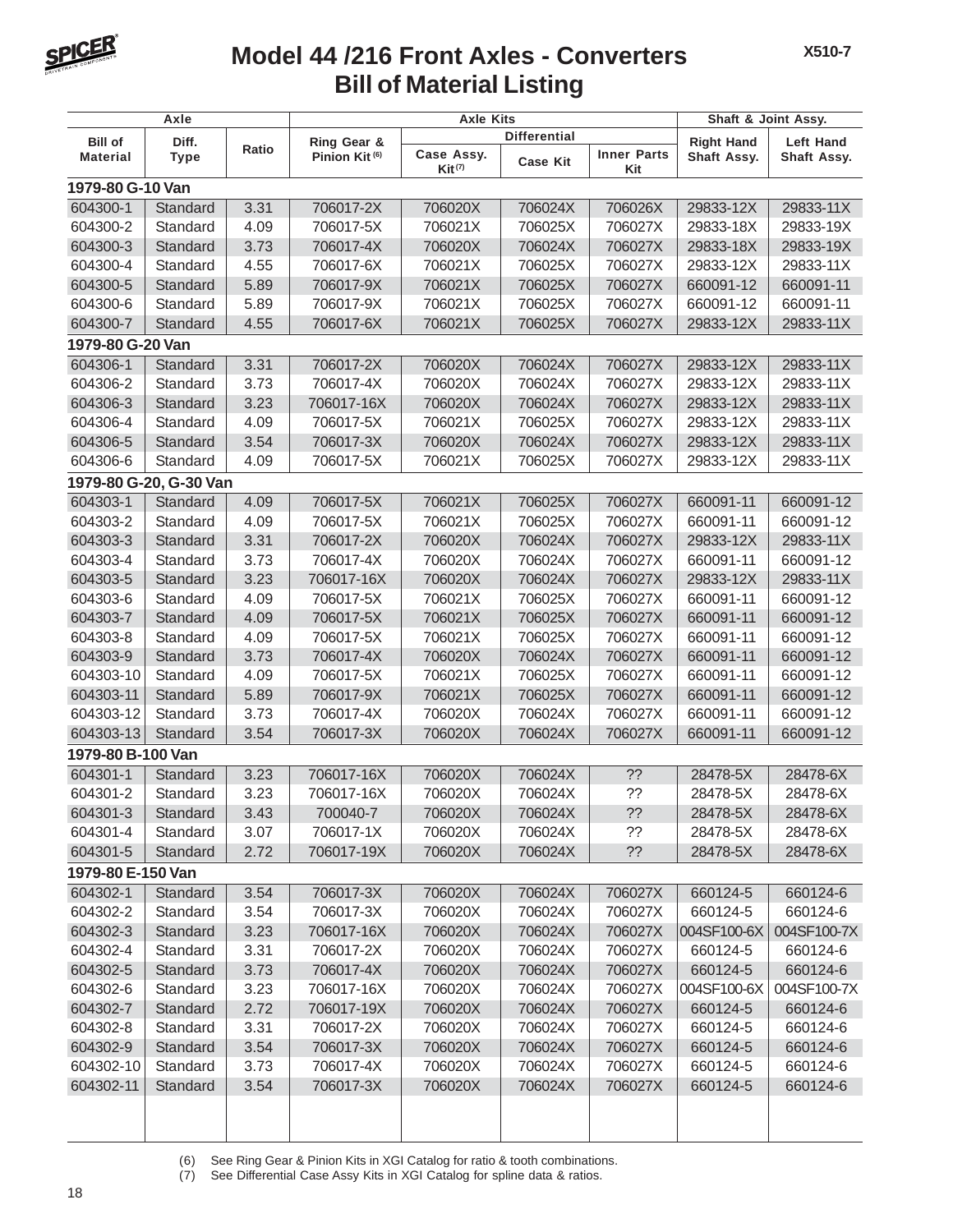# Model 44 /216 Front Axles - Converters
# Bill of Material Listing

| Axle | | | Axle Kits | | | | Shaft & Joint Assy. | |
|---|---|---|---|---|---|---|---|---|
| | | | | Differential | | | | |
| Bill of Material | Diff. Type | Ratio | Ring Gear & Pinion Kit (6) | Case Assy. Kit (7) | Case Kit | Inner Parts Kit | Right Hand Shaft Assy. | Left Hand Shaft Assy. |
| **1979-80 G-10 Van** | | | | | | | | |
| 604300-1 | Standard | 3.31 | 706017-2X | 706020X | 706024X | 706026X | 29833-12X | 29833-11X |
| 604300-2 | Standard | 4.09 | 706017-5X | 706021X | 706025X | 706027X | 29833-18X | 29833-19X |
| 604300-3 | Standard | 3.73 | 706017-4X | 706020X | 706024X | 706027X | 29833-18X | 29833-19X |
| 604300-4 | Standard | 4.55 | 706017-6X | 706021X | 706025X | 706027X | 29833-12X | 29833-11X |
| 604300-5 | Standard | 5.89 | 706017-9X | 706021X | 706025X | 706027X | 660091-12 | 660091-11 |
| 604300-6 | Standard | 5.89 | 706017-9X | 706021X | 706025X | 706027X | 660091-12 | 660091-11 |
| 604300-7 | Standard | 4.55 | 706017-6X | 706021X | 706025X | 706027X | 29833-12X | 29833-11X |
| **1979-80 G-20 Van** | | | | | | | | |
| 604306-1 | Standard | 3.31 | 706017-2X | 706020X | 706024X | 706027X | 29833-12X | 29833-11X |
| 604306-2 | Standard | 3.73 | 706017-4X | 706020X | 706024X | 706027X | 29833-12X | 29833-11X |
| 604306-3 | Standard | 3.23 | 706017-16X | 706020X | 706024X | 706027X | 29833-12X | 29833-11X |
| 604306-4 | Standard | 4.09 | 706017-5X | 706021X | 706025X | 706027X | 29833-12X | 29833-11X |
| 604306-5 | Standard | 3.54 | 706017-3X | 706020X | 706024X | 706027X | 29833-12X | 29833-11X |
| 604306-6 | Standard | 4.09 | 706017-5X | 706021X | 706025X | 706027X | 29833-12X | 29833-11X |
| **1979-80 G-20, G-30 Van** | | | | | | | | |
| 604303-1 | Standard | 4.09 | 706017-5X | 706021X | 706025X | 706027X | 660091-11 | 660091-12 |
| 604303-2 | Standard | 4.09 | 706017-5X | 706021X | 706025X | 706027X | 660091-11 | 660091-12 |
| 604303-3 | Standard | 3.31 | 706017-2X | 706020X | 706024X | 706027X | 29833-12X | 29833-11X |
| 604303-4 | Standard | 3.73 | 706017-4X | 706020X | 706024X | 706027X | 660091-11 | 660091-12 |
| 604303-5 | Standard | 3.23 | 706017-16X | 706020X | 706024X | 706027X | 29833-12X | 29833-11X |
| 604303-6 | Standard | 4.09 | 706017-5X | 706021X | 706025X | 706027X | 660091-11 | 660091-12 |
| 604303-7 | Standard | 4.09 | 706017-5X | 706021X | 706025X | 706027X | 660091-11 | 660091-12 |
| 604303-8 | Standard | 4.09 | 706017-5X | 706021X | 706025X | 706027X | 660091-11 | 660091-12 |
| 604303-9 | Standard | 3.73 | 706017-4X | 706020X | 706024X | 706027X | 660091-11 | 660091-12 |
| 604303-10 | Standard | 4.09 | 706017-5X | 706021X | 706025X | 706027X | 660091-11 | 660091-12 |
| 604303-11 | Standard | 5.89 | 706017-9X | 706021X | 706025X | 706027X | 660091-11 | 660091-12 |
| 604303-12 | Standard | 3.73 | 706017-4X | 706020X | 706024X | 706027X | 660091-11 | 660091-12 |
| 604303-13 | Standard | 3.54 | 706017-3X | 706020X | 706024X | 706027X | 660091-11 | 660091-12 |
| **1979-80 B-100 Van** | | | | | | | | |
| 604301-1 | Standard | 3.23 | 706017-16X | 706020X | 706024X | ?? | 28478-5X | 28478-6X |
| 604301-2 | Standard | 3.23 | 706017-16X | 706020X | 706024X | ?? | 28478-5X | 28478-6X |
| 604301-3 | Standard | 3.43 | 700040-7 | 706020X | 706024X | ?? | 28478-5X | 28478-6X |
| 604301-4 | Standard | 3.07 | 706017-1X | 706020X | 706024X | ?? | 28478-5X | 28478-6X |
| 604301-5 | Standard | 2.72 | 706017-19X | 706020X | 706024X | ?? | 28478-5X | 28478-6X |
| **1979-80 E-150 Van** | | | | | | | | |
| 604302-1 | Standard | 3.54 | 706017-3X | 706020X | 706024X | 706027X | 660124-5 | 660124-6 |
| 604302-2 | Standard | 3.54 | 706017-3X | 706020X | 706024X | 706027X | 660124-5 | 660124-6 |
| 604302-3 | Standard | 3.23 | 706017-16X | 706020X | 706024X | 706027X | 004SF100-6X | 004SF100-7X |
| 604302-4 | Standard | 3.31 | 706017-2X | 706020X | 706024X | 706027X | 660124-5 | 660124-6 |
| 604302-5 | Standard | 3.73 | 706017-4X | 706020X | 706024X | 706027X | 660124-5 | 660124-6 |
| 604302-6 | Standard | 3.23 | 706017-16X | 706020X | 706024X | 706027X | 004SF100-6X | 004SF100-7X |
| 604302-7 | Standard | 2.72 | 706017-19X | 706020X | 706024X | 706027X | 660124-5 | 660124-6 |
| 604302-8 | Standard | 3.31 | 706017-2X | 706020X | 706024X | 706027X | 660124-5 | 660124-6 |
| 604302-9 | Standard | 3.54 | 706017-3X | 706020X | 706024X | 706027X | 660124-5 | 660124-6 |
| 604302-10 | Standard | 3.73 | 706017-4X | 706020X | 706024X | 706027X | 660124-5 | 660124-6 |
| 604302-11 | Standard | 3.54 | 706017-3X | 706020X | 706024X | 706027X | 660124-5 | 660124-6 |

(6) See Ring Gear & Pinion Kits in XGI Catalog for ratio & tooth combinations.
(7) See Differential Case Assy Kits in XGI Catalog for spline data & ratios.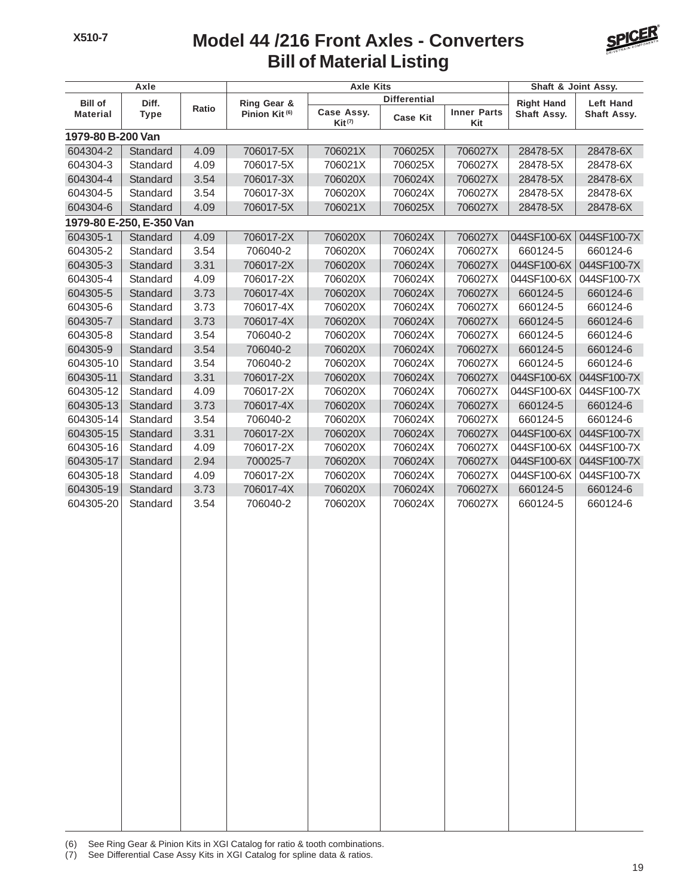# Model 44 /216 Front Axles - Converters
## Bill of Material Listing

| Axle | | | Axle Kits | | | | Shaft & Joint Assy. | |
|---|---|---|---|---|---|---|---|---|
| | | | | Differential | | | | |
| Bill of Material | Diff. Type | Ratio | Ring Gear & Pinion Kit (6) | Case Assy. Kit (7) | Case Kit | Inner Parts Kit | Right Hand Shaft Assy. | Left Hand Shaft Assy. |
| **1979-80 B-200 Van** | | | | | | | | |
| 604304-2 | Standard | 4.09 | 706017-5X | 706021X | 706025X | 706027X | 28478-5X | 28478-6X |
| 604304-3 | Standard | 4.09 | 706017-5X | 706021X | 706025X | 706027X | 28478-5X | 28478-6X |
| 604304-4 | Standard | 3.54 | 706017-3X | 706020X | 706024X | 706027X | 28478-5X | 28478-6X |
| 604304-5 | Standard | 3.54 | 706017-3X | 706020X | 706024X | 706027X | 28478-5X | 28478-6X |
| 604304-6 | Standard | 4.09 | 706017-5X | 706021X | 706025X | 706027X | 28478-5X | 28478-6X |
| **1979-80 E-250, E-350 Van** | | | | | | | | |
| 604305-1 | Standard | 4.09 | 706017-2X | 706020X | 706024X | 706027X | 044SF100-6X | 044SF100-7X |
| 604305-2 | Standard | 3.54 | 706040-2 | 706020X | 706024X | 706027X | 660124-5 | 660124-6 |
| 604305-3 | Standard | 3.31 | 706017-2X | 706020X | 706024X | 706027X | 044SF100-6X | 044SF100-7X |
| 604305-4 | Standard | 4.09 | 706017-2X | 706020X | 706024X | 706027X | 044SF100-6X | 044SF100-7X |
| 604305-5 | Standard | 3.73 | 706017-4X | 706020X | 706024X | 706027X | 660124-5 | 660124-6 |
| 604305-6 | Standard | 3.73 | 706017-4X | 706020X | 706024X | 706027X | 660124-5 | 660124-6 |
| 604305-7 | Standard | 3.73 | 706017-4X | 706020X | 706024X | 706027X | 660124-5 | 660124-6 |
| 604305-8 | Standard | 3.54 | 706040-2 | 706020X | 706024X | 706027X | 660124-5 | 660124-6 |
| 604305-9 | Standard | 3.54 | 706040-2 | 706020X | 706024X | 706027X | 660124-5 | 660124-6 |
| 604305-10 | Standard | 3.54 | 706040-2 | 706020X | 706024X | 706027X | 660124-5 | 660124-6 |
| 604305-11 | Standard | 3.31 | 706017-2X | 706020X | 706024X | 706027X | 044SF100-6X | 044SF100-7X |
| 604305-12 | Standard | 4.09 | 706017-2X | 706020X | 706024X | 706027X | 044SF100-6X | 044SF100-7X |
| 604305-13 | Standard | 3.73 | 706017-4X | 706020X | 706024X | 706027X | 660124-5 | 660124-6 |
| 604305-14 | Standard | 3.54 | 706040-2 | 706020X | 706024X | 706027X | 660124-5 | 660124-6 |
| 604305-15 | Standard | 3.31 | 706017-2X | 706020X | 706024X | 706027X | 044SF100-6X | 044SF100-7X |
| 604305-16 | Standard | 4.09 | 706017-2X | 706020X | 706024X | 706027X | 044SF100-6X | 044SF100-7X |
| 604305-17 | Standard | 2.94 | 700025-7 | 706020X | 706024X | 706027X | 044SF100-6X | 044SF100-7X |
| 604305-18 | Standard | 4.09 | 706017-2X | 706020X | 706024X | 706027X | 044SF100-6X | 044SF100-7X |
| 604305-19 | Standard | 3.73 | 706017-4X | 706020X | 706024X | 706027X | 660124-5 | 660124-6 |
| 604305-20 | Standard | 3.54 | 706040-2 | 706020X | 706024X | 706027X | 660124-5 | 660124-6 |

(6) See Ring Gear & Pinion Kits in XGI Catalog for ratio & tooth combinations.
(7) See Differential Case Assy Kits in XGI Catalog for spline data & ratios.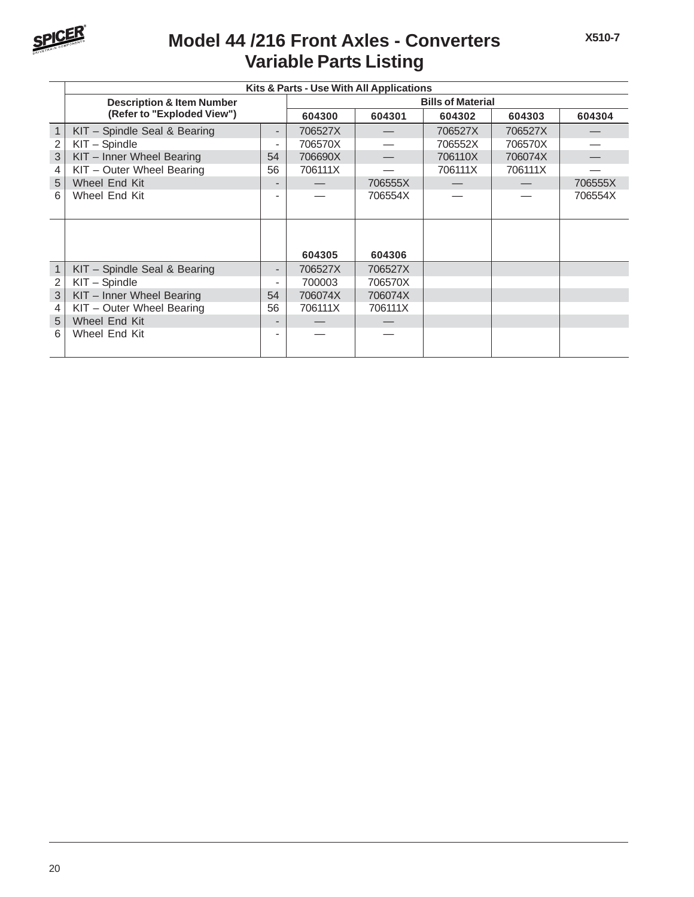# Model 44 /216 Front Axles - Converters
## Variable Parts Listing

X510-7

| | Kits & Parts - Use With All Applications | | | | | | |
|---|---|---|---|---|---|---|---|
| | Description & Item Number (Refer to "Exploded View") | | Bills of Material | | | | |
| | | | 604300 | 604301 | 604302 | 604303 | 604304 |
| 1 | KIT – Spindle Seal & Bearing | - | 706527X | — | 706527X | 706527X | — |
| 2 | KIT – Spindle | - | 706570X | — | 706552X | 706570X | — |
| 3 | KIT – Inner Wheel Bearing | 54 | 706690X | — | 706110X | 706074X | — |
| 4 | KIT – Outer Wheel Bearing | 56 | 706111X | — | 706111X | 706111X | — |
| 5 | Wheel End Kit | - | — | 706555X | — | — | 706555X |
| 6 | Wheel End Kit | - | — | 706554X | — | — | 706554X |
| | | | 604305 | 604306 | | | |
| 1 | KIT – Spindle Seal & Bearing | - | 706527X | 706527X | | | |
| 2 | KIT – Spindle | - | 700003 | 706570X | | | |
| 3 | KIT – Inner Wheel Bearing | 54 | 706074X | 706074X | | | |
| 4 | KIT – Outer Wheel Bearing | 56 | 706111X | 706111X | | | |
| 5 | Wheel End Kit | - | — | — | | | |
| 6 | Wheel End Kit | - | — | — | | | |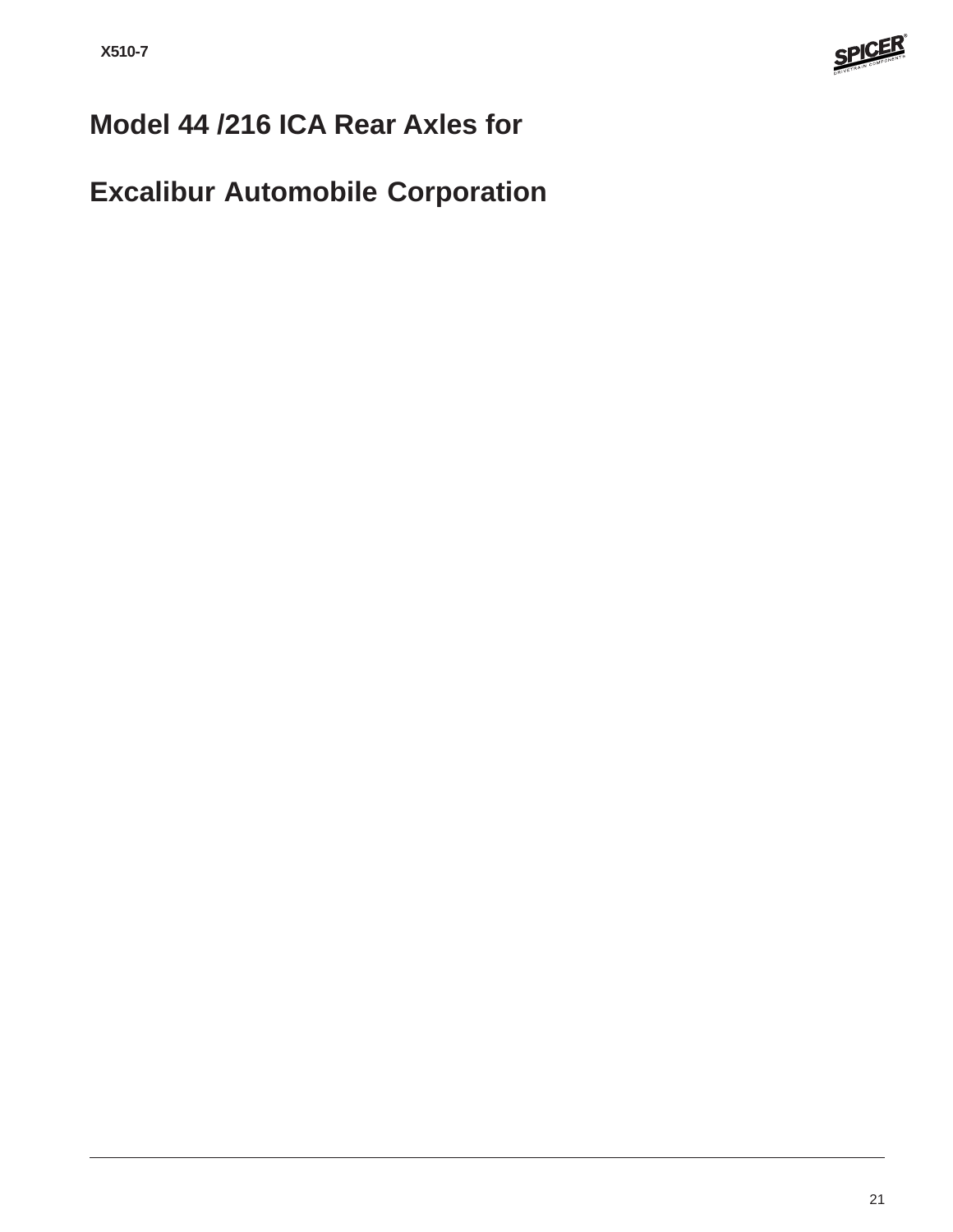# Model 44 /216 ICA Rear Axles for

# Excalibur Automobile Corporation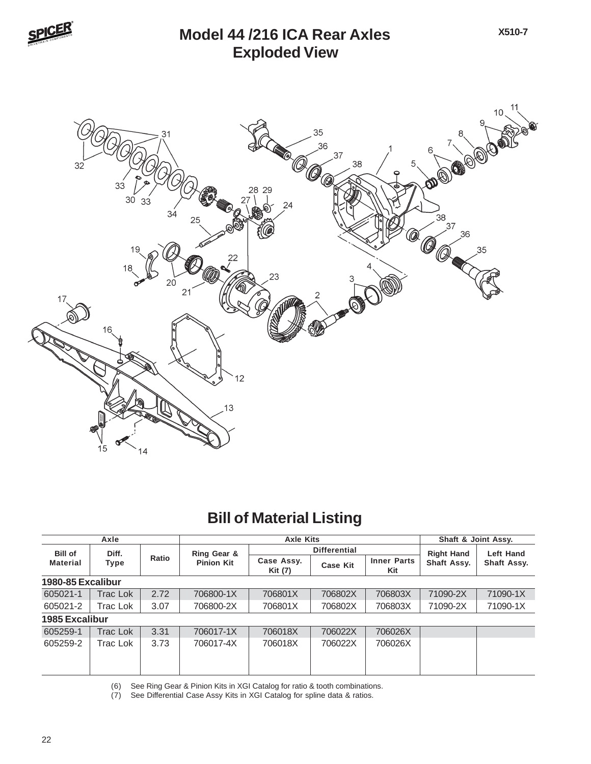# Model 44 /216 ICA Rear Axles
# Exploded View

## Bill of Material Listing

| Axle | | | Axle Kits | | | | Shaft & Joint Assy. | |
|---|---|---|---|---|---|---|---|---|
| | | | | Differential | | | | |
| Bill of Material | Diff. Type | Ratio | Ring Gear & Pinion Kit | Case Assy. Kit (7) | Case Kit | Inner Parts Kit | Right Hand Shaft Assy. | Left Hand Shaft Assy. |
| **1980-85 Excalibur** | | | | | | | | |
| 605021-1 | Trac Lok | 2.72 | 706800-1X | 706801X | 706802X | 706803X | 71090-2X | 71090-1X |
| 605021-2 | Trac Lok | 3.07 | 706800-2X | 706801X | 706802X | 706803X | 71090-2X | 71090-1X |
| **1985 Excalibur** | | | | | | | | |
| 605259-1 | Trac Lok | 3.31 | 706017-1X | 706018X | 706022X | 706026X | | |
| 605259-2 | Trac Lok | 3.73 | 706017-4X | 706018X | 706022X | 706026X | | |

(6) See Ring Gear & Pinion Kits in XGI Catalog for ratio & tooth combinations.
(7) See Differential Case Assy Kits in XGI Catalog for spline data & ratios.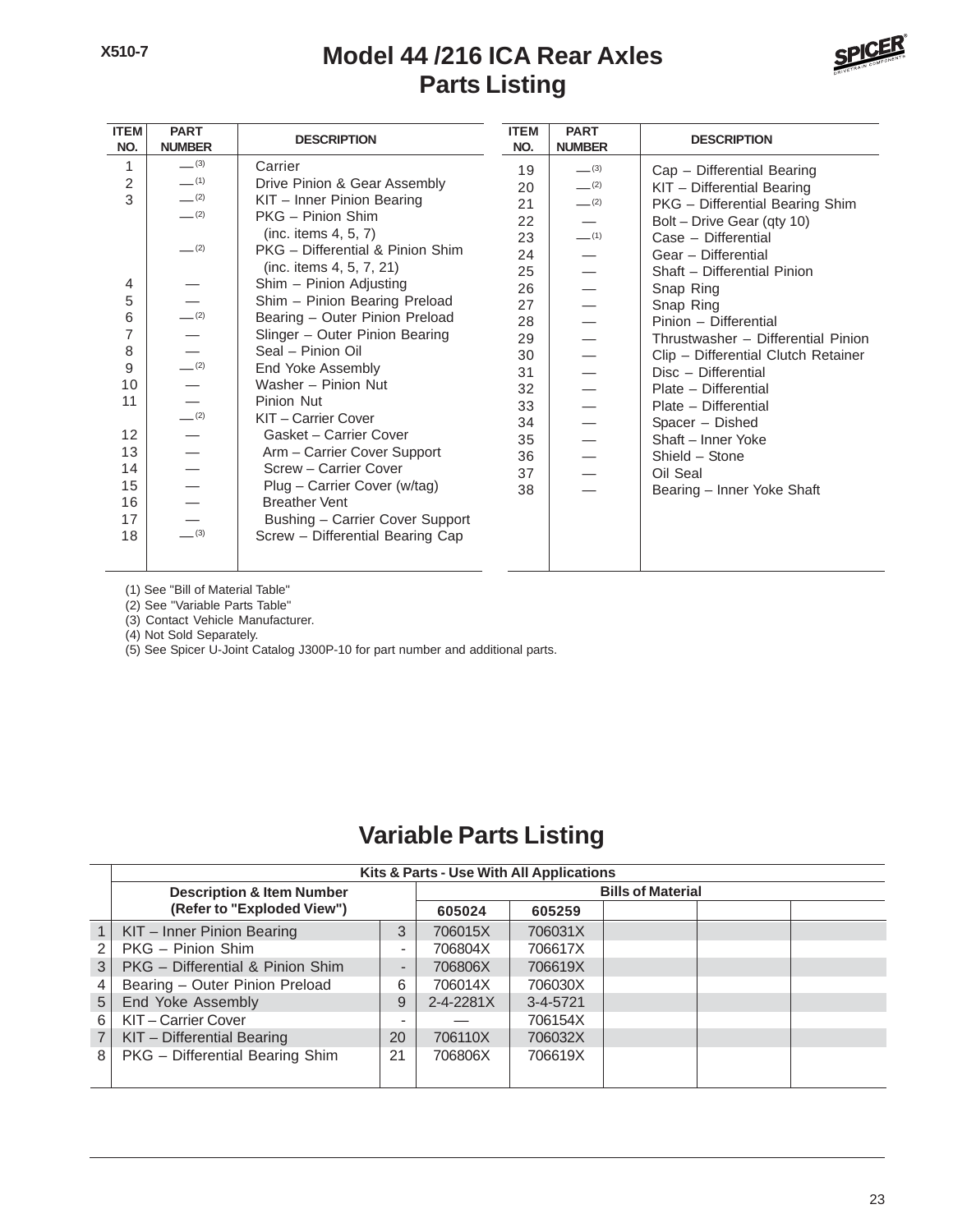# Model 44 /216 ICA Rear Axles
## Parts Listing

| ITEM NO. | PART NUMBER | DESCRIPTION |
|---|---|---|
| 1 | — (3) | Carrier |
| 2 | — (1) | Drive Pinion & Gear Assembly |
| 3 | — (2) | KIT – Inner Pinion Bearing |
| | — (2) | PKG – Pinion Shim (inc. items 4, 5, 7) |
| | — (2) | PKG – Differential & Pinion Shim (inc. items 4, 5, 7, 21) |
| 4 | — | Shim – Pinion Adjusting |
| 5 | — | Shim – Pinion Bearing Preload |
| 6 | — (2) | Bearing – Outer Pinion Preload |
| 7 | — | Slinger – Outer Pinion Bearing |
| 8 | — | Seal – Pinion Oil |
| 9 | — (2) | End Yoke Assembly |
| 10 | — | Washer – Pinion Nut |
| 11 | — | Pinion Nut |
| | — (2) | KIT – Carrier Cover |
| 12 | — | Gasket – Carrier Cover |
| 13 | — | Arm – Carrier Cover Support |
| 14 | — | Screw – Carrier Cover |
| 15 | — | Plug – Carrier Cover (w/tag) |
| 16 | — | Breather Vent |
| 17 | — | Bushing – Carrier Cover Support |
| 18 | — (3) | Screw – Differential Bearing Cap |
| 19 | — (3) | Cap – Differential Bearing |
| 20 | — (2) | KIT – Differential Bearing |
| 21 | — (2) | PKG – Differential Bearing Shim |
| 22 | — | Bolt – Drive Gear (qty 10) |
| 23 | — (1) | Case – Differential |
| 24 | — | Gear – Differential |
| 25 | — | Shaft – Differential Pinion |
| 26 | — | Snap Ring |
| 27 | — | Snap Ring |
| 28 | — | Pinion – Differential |
| 29 | — | Thrustwasher – Differential Pinion |
| 30 | — | Clip – Differential Clutch Retainer |
| 31 | — | Disc – Differential |
| 32 | — | Plate – Differential |
| 33 | — | Plate – Differential |
| 34 | — | Spacer – Dished |
| 35 | — | Shaft – Inner Yoke |
| 36 | — | Shield – Stone |
| 37 | — | Oil Seal |
| 38 | — | Bearing – Inner Yoke Shaft |

(1) See "Bill of Material Table"
(2) See "Variable Parts Table"
(3) Contact Vehicle Manufacturer.
(4) Not Sold Separately.
(5) See Spicer U-Joint Catalog J300P-10 for part number and additional parts.

## Variable Parts Listing

| | Kits & Parts - Use With All Applications | | | | | | |
|---|---|---|---|---|---|---|---|
| | Description & Item Number (Refer to "Exploded View") | | Bills of Material | | | | |
| | | | 605024 | 605259 | | | |
| 1 | KIT – Inner Pinion Bearing | 3 | 706015X | 706031X | | | |
| 2 | PKG – Pinion Shim | - | 706804X | 706617X | | | |
| 3 | PKG – Differential & Pinion Shim | - | 706806X | 706619X | | | |
| 4 | Bearing – Outer Pinion Preload | 6 | 706014X | 706030X | | | |
| 5 | End Yoke Assembly | 9 | 2-4-2281X | 3-4-5721 | | | |
| 6 | KIT – Carrier Cover | - | — | 706154X | | | |
| 7 | KIT – Differential Bearing | 20 | 706110X | 706032X | | | |
| 8 | PKG – Differential Bearing Shim | 21 | 706806X | 706619X | | | |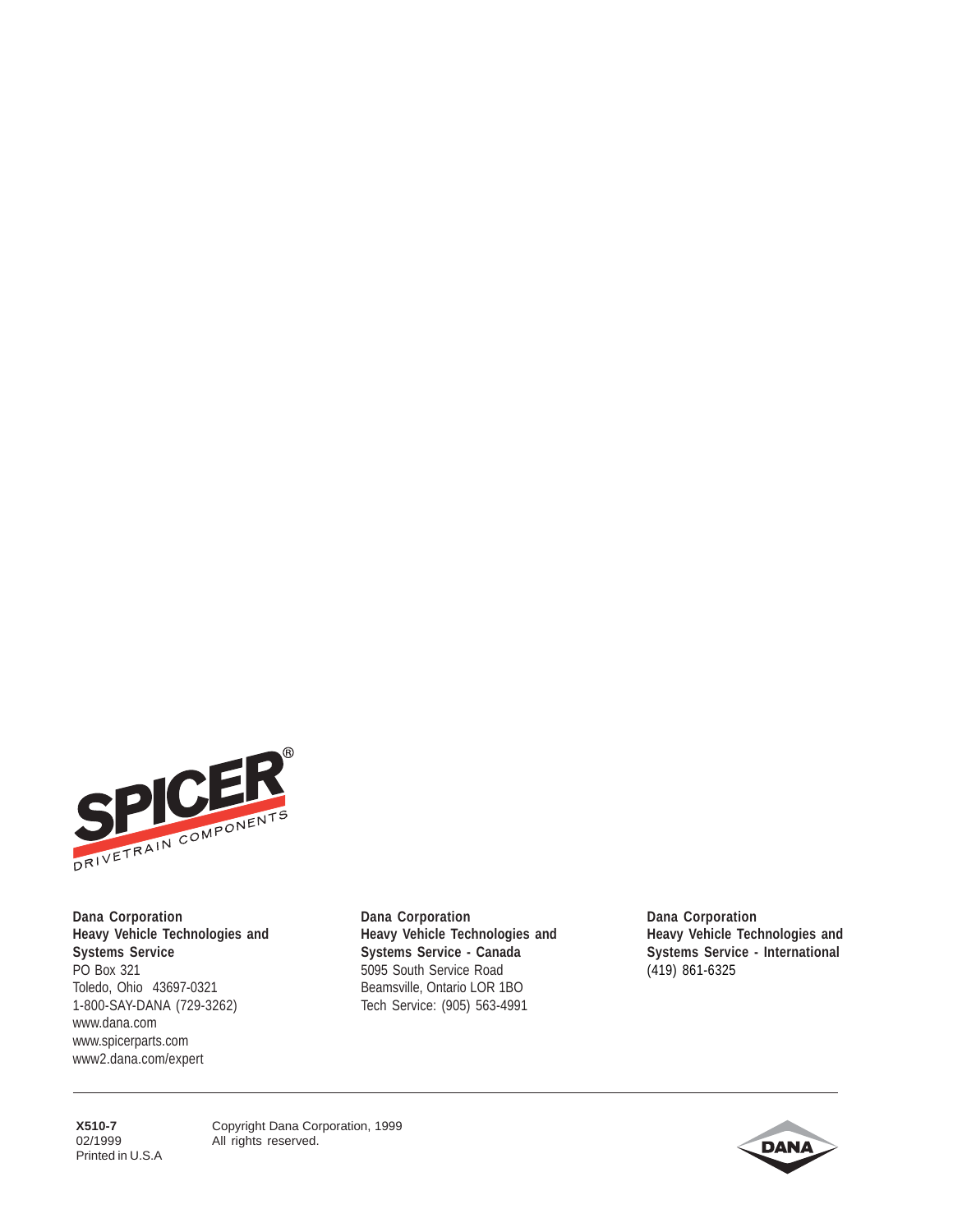SPICER®
DRIVETRAIN COMPONENTS

**Dana Corporation**
**Heavy Vehicle Technologies and**
**Systems Service**
PO Box 321
Toledo, Ohio 43697-0321
1-800-SAY-DANA (729-3262)
www.dana.com
www.spicerparts.com
www2.dana.com/expert

**Dana Corporation**
**Heavy Vehicle Technologies and**
**Systems Service - Canada**
5095 South Service Road
Beamsville, Ontario LOR 1BO
Tech Service: (905) 563-4991

**Dana Corporation**
**Heavy Vehicle Technologies and**
**Systems Service - International**
(419) 861-6325

---

**X510-7**
02/1999
Printed in U.S.A

Copyright Dana Corporation, 1999
All rights reserved.

DANA